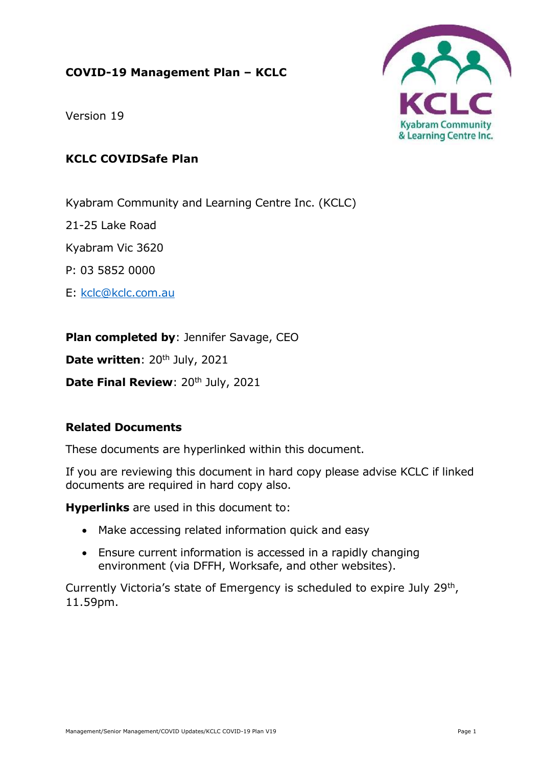# COVID-19 Management Plan – KCLC

Version 19

## KCLC COVIDSafe Plan

Kyabram Community and Learning Centre Inc. (KCLC)

21-25 Lake Road

Kyabram Vic 3620

P: 03 5852 0000

E: kclc@kclc.com.au

**Plan completed by**: Jennifer Savage, CEO

**Date written**: 20th July, 2021

**Date Final Review**: 20th July, 2021

### Related Documents

These documents are hyperlinked within this document.

If you are reviewing this document in hard copy please advise KCLC if linked documents are required in hard copy also.

**Hyperlinks** are used in this document to:

- Make accessing related information quick and easy
- Ensure current information is accessed in a rapidly changing environment (via DFFH, Worksafe, and other websites).

Currently Victoria's state of Emergency is scheduled to expire July 29th, 11.59pm.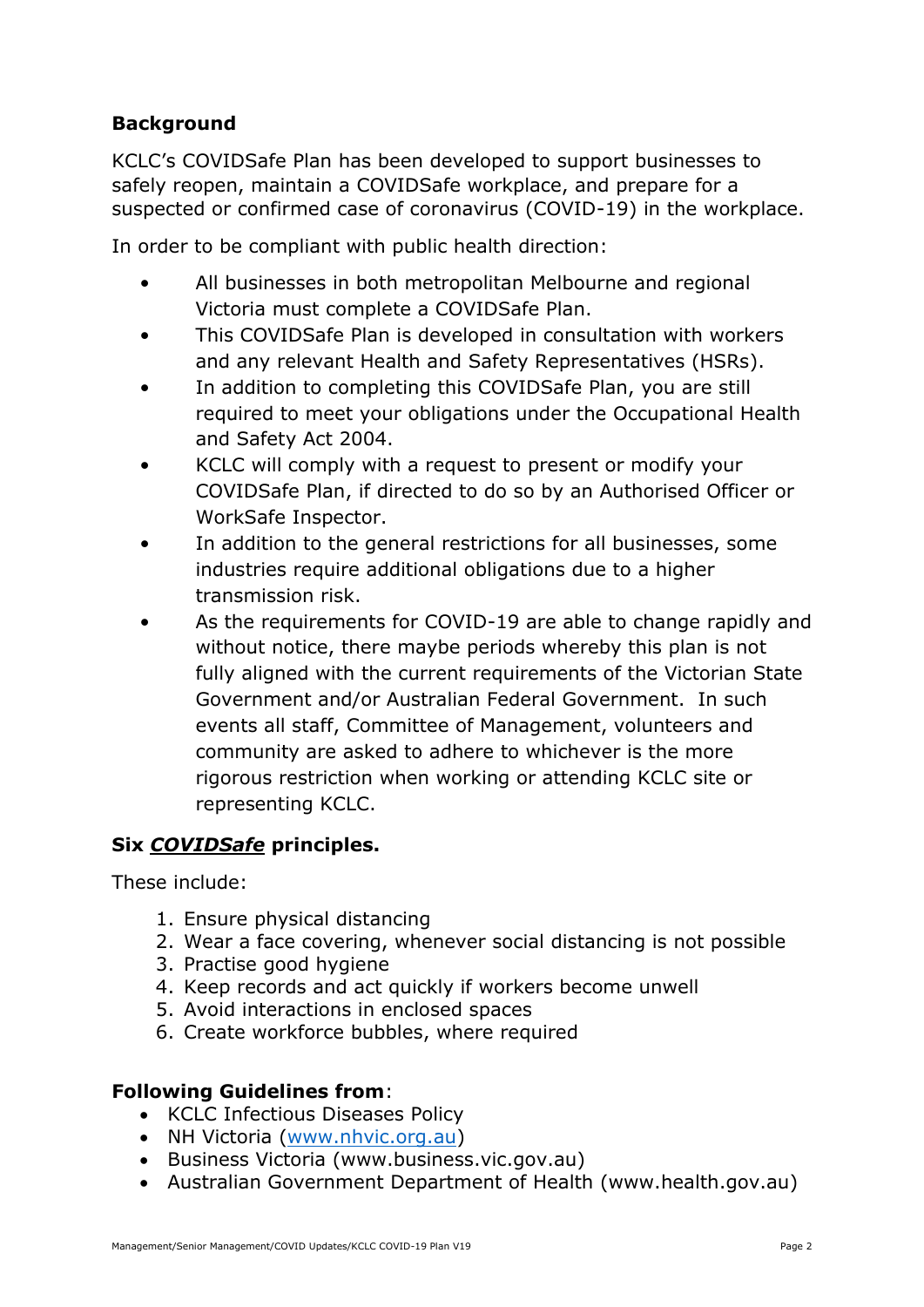## Background

KCLC's COVIDSafe Plan has been developed to support businesses to safely reopen, maintain a COVIDSafe workplace, and prepare for a suspected or confirmed case of coronavirus (COVID-19) in the workplace.

In order to be compliant with public health direction:

- All businesses in both metropolitan Melbourne and regional Victoria must complete a COVIDSafe Plan.
- This COVIDSafe Plan is developed in consultation with workers and any relevant Health and Safety Representatives (HSRs).
- In addition to completing this COVIDSafe Plan, you are still required to meet your obligations under the Occupational Health and Safety Act 2004.
- KCLC will comply with a request to present or modify your COVIDSafe Plan, if directed to do so by an Authorised Officer or WorkSafe Inspector.
- In addition to the general restrictions for all businesses, some industries require additional obligations due to a higher transmission risk.
- As the requirements for COVID-19 are able to change rapidly and without notice, there maybe periods whereby this plan is not fully aligned with the current requirements of the Victorian State Government and/or Australian Federal Government. In such events all staff, Committee of Management, volunteers and community are asked to adhere to whichever is the more rigorous restriction when working or attending KCLC site or representing KCLC.

## Six *COVIDSafe* principles.

These include:

1. Ensure physical distancing
2. Wear a face covering, whenever social distancing is not possible
3. Practise good hygiene
4. Keep records and act quickly if workers become unwell
5. Avoid interactions in enclosed spaces
6. Create workforce bubbles, where required

## Following Guidelines from:

- KCLC Infectious Diseases Policy
- NH Victoria (www.nhvic.org.au)
- Business Victoria (www.business.vic.gov.au)
- Australian Government Department of Health (www.health.gov.au)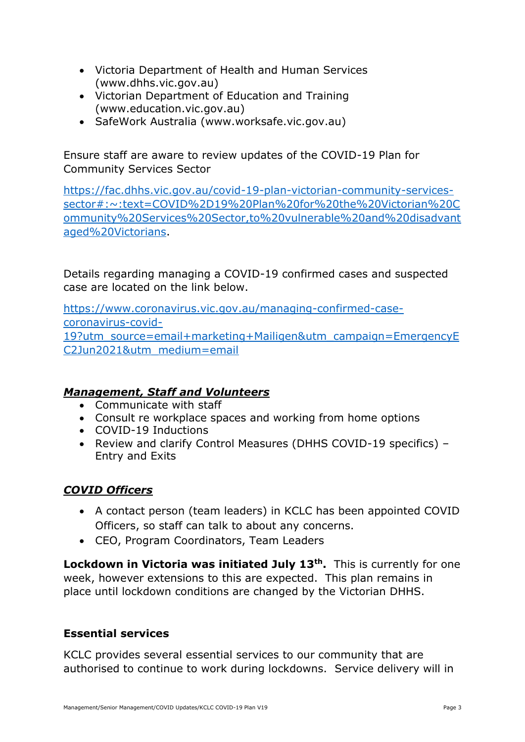- Victoria Department of Health and Human Services (www.dhhs.vic.gov.au)
- Victorian Department of Education and Training (www.education.vic.gov.au)
- SafeWork Australia (www.worksafe.vic.gov.au)

Ensure staff are aware to review updates of the COVID-19 Plan for Community Services Sector

[https://fac.dhhs.vic.gov.au/covid-19-plan-victorian-community-services-sector#:~:text=COVID%2D19%20Plan%20for%20the%20Victorian%20Community%20Services%20Sector,to%20vulnerable%20and%20disadvantaged%20Victorians](https://fac.dhhs.vic.gov.au/covid-19-plan-victorian-community-services-sector#:~:text=COVID%2D19%20Plan%20for%20the%20Victorian%20Community%20Services%20Sector,to%20vulnerable%20and%20disadvantaged%20Victorians).

Details regarding managing a COVID-19 confirmed cases and suspected case are located on the link below.

[https://www.coronavirus.vic.gov.au/managing-confirmed-case-coronavirus-covid-19?utm_source=email+marketing+Mailigen&utm_campaign=EmergencyEC2Jun2021&utm_medium=email](https://www.coronavirus.vic.gov.au/managing-confirmed-case-coronavirus-covid-19?utm_source=email+marketing+Mailigen&utm_campaign=EmergencyEC2Jun2021&utm_medium=email)

### ***Management, Staff and Volunteers***

- Communicate with staff
- Consult re workplace spaces and working from home options
- COVID-19 Inductions
- Review and clarify Control Measures (DHHS COVID-19 specifics) – Entry and Exits

### ***COVID Officers***

- A contact person (team leaders) in KCLC has been appointed COVID Officers, so staff can talk to about any concerns.
- CEO, Program Coordinators, Team Leaders

**Lockdown in Victoria was initiated July 13th.** This is currently for one week, however extensions to this are expected. This plan remains in place until lockdown conditions are changed by the Victorian DHHS.

### **Essential services**

KCLC provides several essential services to our community that are authorised to continue to work during lockdowns. Service delivery will in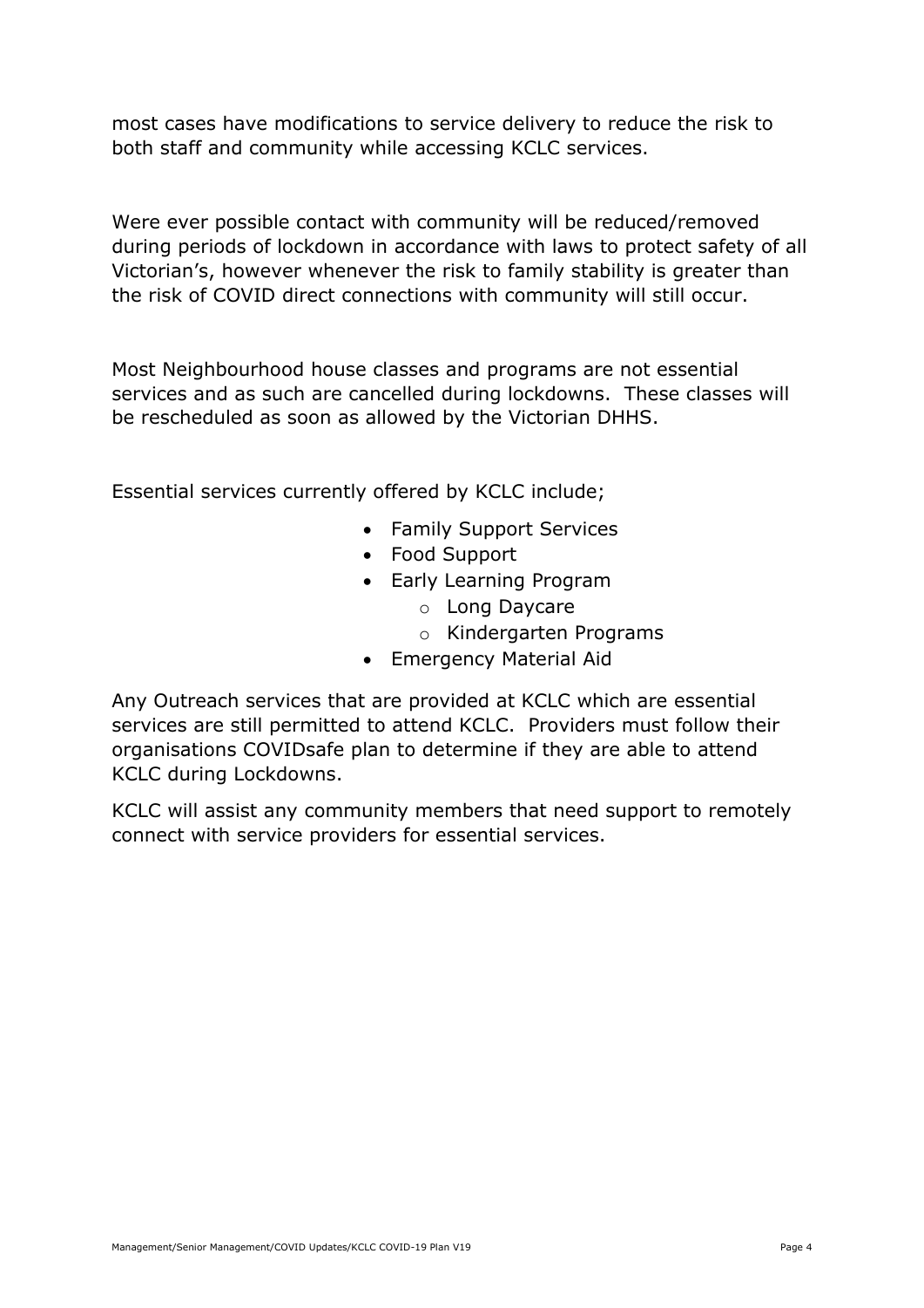most cases have modifications to service delivery to reduce the risk to both staff and community while accessing KCLC services.

Were ever possible contact with community will be reduced/removed during periods of lockdown in accordance with laws to protect safety of all Victorian's, however whenever the risk to family stability is greater than the risk of COVID direct connections with community will still occur.

Most Neighbourhood house classes and programs are not essential services and as such are cancelled during lockdowns. These classes will be rescheduled as soon as allowed by the Victorian DHHS.

Essential services currently offered by KCLC include;

- Family Support Services
- Food Support
- Early Learning Program
  - Long Daycare
  - Kindergarten Programs
- Emergency Material Aid

Any Outreach services that are provided at KCLC which are essential services are still permitted to attend KCLC. Providers must follow their organisations COVIDsafe plan to determine if they are able to attend KCLC during Lockdowns.

KCLC will assist any community members that need support to remotely connect with service providers for essential services.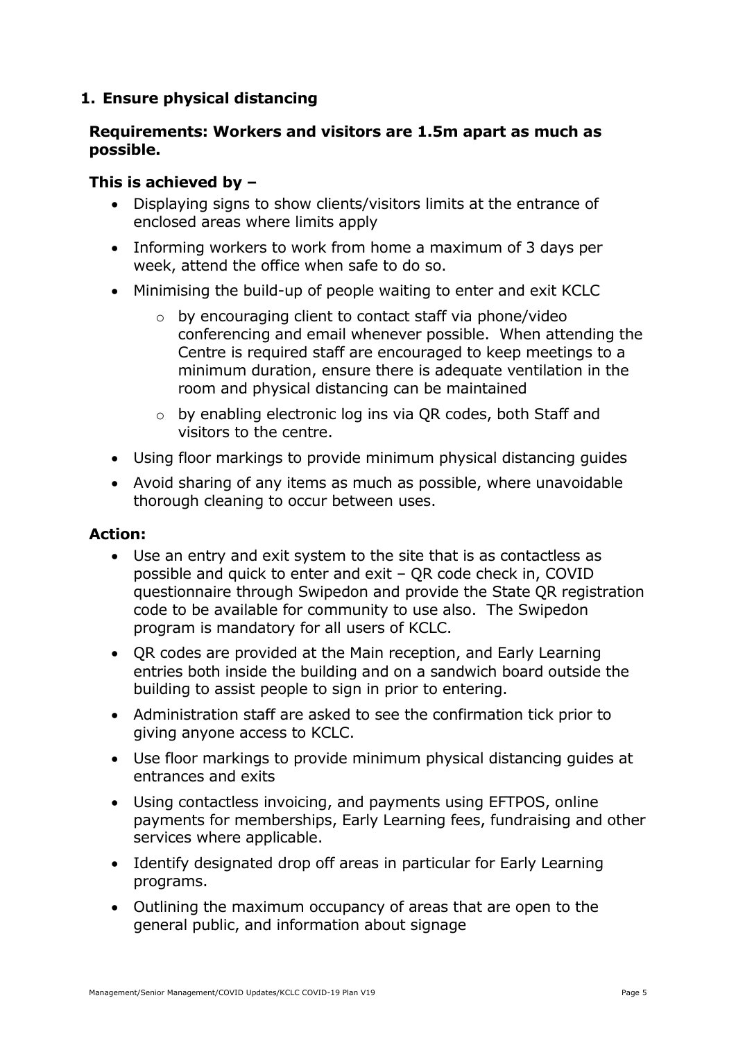## 1. Ensure physical distancing

**Requirements: Workers and visitors are 1.5m apart as much as possible.**

**This is achieved by –**

- Displaying signs to show clients/visitors limits at the entrance of enclosed areas where limits apply
- Informing workers to work from home a maximum of 3 days per week, attend the office when safe to do so.
- Minimising the build-up of people waiting to enter and exit KCLC
  - by encouraging client to contact staff via phone/video conferencing and email whenever possible. When attending the Centre is required staff are encouraged to keep meetings to a minimum duration, ensure there is adequate ventilation in the room and physical distancing can be maintained
  - by enabling electronic log ins via QR codes, both Staff and visitors to the centre.
- Using floor markings to provide minimum physical distancing guides
- Avoid sharing of any items as much as possible, where unavoidable thorough cleaning to occur between uses.

**Action:**

- Use an entry and exit system to the site that is as contactless as possible and quick to enter and exit – QR code check in, COVID questionnaire through Swipedon and provide the State QR registration code to be available for community to use also. The Swipedon program is mandatory for all users of KCLC.
- QR codes are provided at the Main reception, and Early Learning entries both inside the building and on a sandwich board outside the building to assist people to sign in prior to entering.
- Administration staff are asked to see the confirmation tick prior to giving anyone access to KCLC.
- Use floor markings to provide minimum physical distancing guides at entrances and exits
- Using contactless invoicing, and payments using EFTPOS, online payments for memberships, Early Learning fees, fundraising and other services where applicable.
- Identify designated drop off areas in particular for Early Learning programs.
- Outlining the maximum occupancy of areas that are open to the general public, and information about signage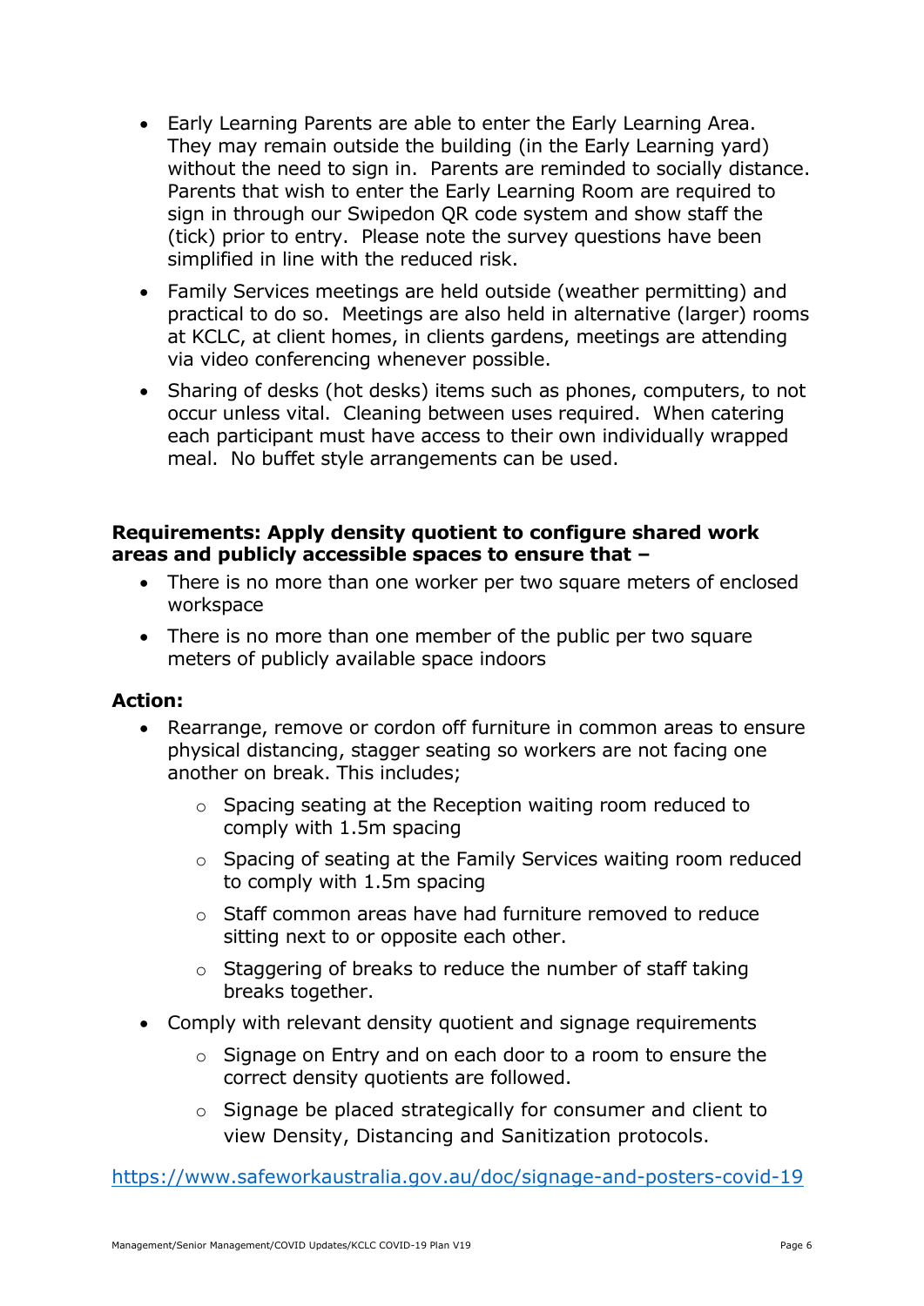- Early Learning Parents are able to enter the Early Learning Area. They may remain outside the building (in the Early Learning yard) without the need to sign in. Parents are reminded to socially distance. Parents that wish to enter the Early Learning Room are required to sign in through our Swipedon QR code system and show staff the (tick) prior to entry. Please note the survey questions have been simplified in line with the reduced risk.
- Family Services meetings are held outside (weather permitting) and practical to do so. Meetings are also held in alternative (larger) rooms at KCLC, at client homes, in clients gardens, meetings are attending via video conferencing whenever possible.
- Sharing of desks (hot desks) items such as phones, computers, to not occur unless vital. Cleaning between uses required. When catering each participant must have access to their own individually wrapped meal. No buffet style arrangements can be used.

**Requirements: Apply density quotient to configure shared work areas and publicly accessible spaces to ensure that –**

- There is no more than one worker per two square meters of enclosed workspace
- There is no more than one member of the public per two square meters of publicly available space indoors

**Action:**

- Rearrange, remove or cordon off furniture in common areas to ensure physical distancing, stagger seating so workers are not facing one another on break. This includes;
  - Spacing seating at the Reception waiting room reduced to comply with 1.5m spacing
  - Spacing of seating at the Family Services waiting room reduced to comply with 1.5m spacing
  - Staff common areas have had furniture removed to reduce sitting next to or opposite each other.
  - Staggering of breaks to reduce the number of staff taking breaks together.
- Comply with relevant density quotient and signage requirements
  - Signage on Entry and on each door to a room to ensure the correct density quotients are followed.
  - Signage be placed strategically for consumer and client to view Density, Distancing and Sanitization protocols.

https://www.safeworkaustralia.gov.au/doc/signage-and-posters-covid-19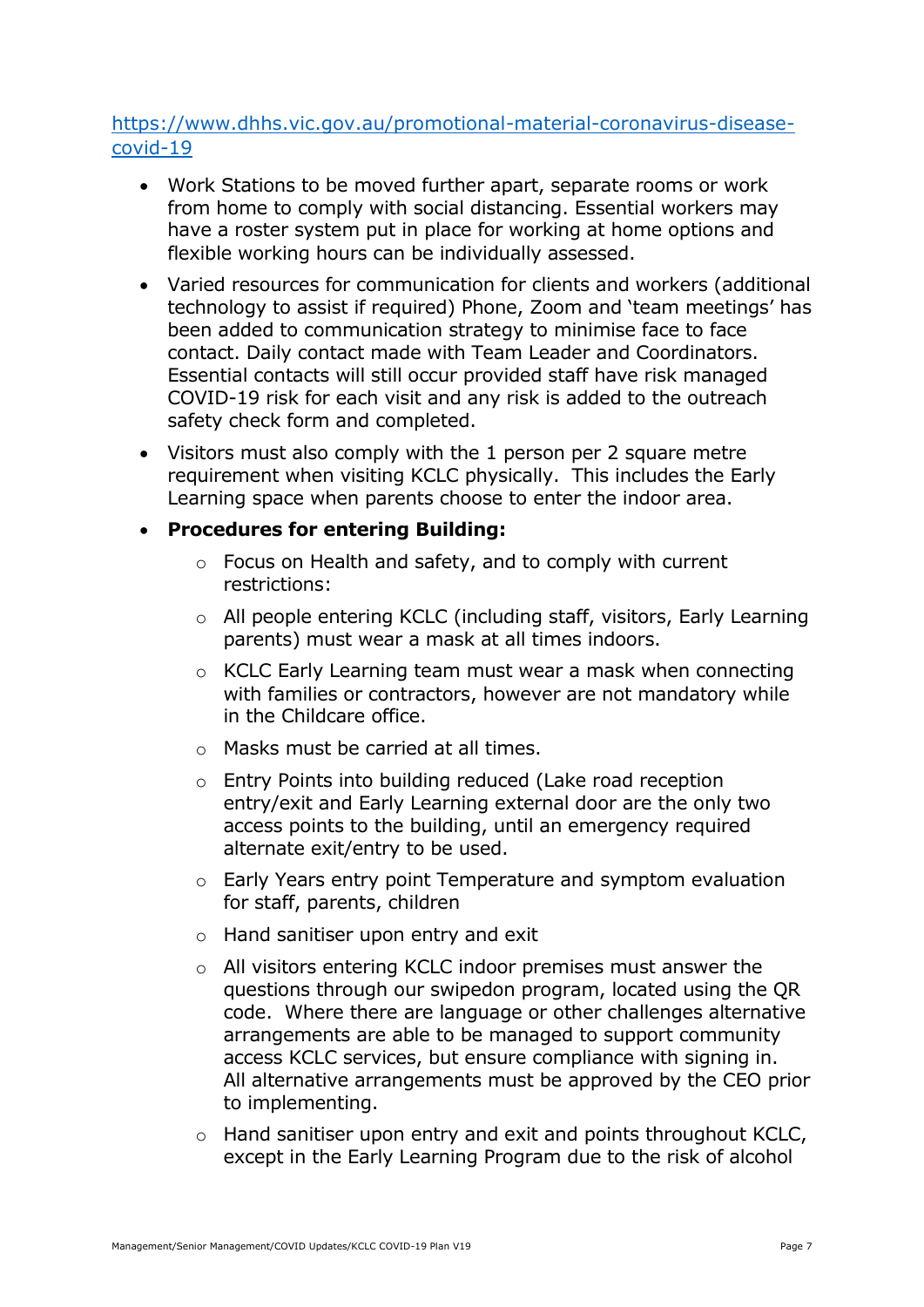[https://www.dhhs.vic.gov.au/promotional-material-coronavirus-disease-covid-19](https://www.dhhs.vic.gov.au/promotional-material-coronavirus-disease-covid-19)

- Work Stations to be moved further apart, separate rooms or work from home to comply with social distancing. Essential workers may have a roster system put in place for working at home options and flexible working hours can be individually assessed.
- Varied resources for communication for clients and workers (additional technology to assist if required) Phone, Zoom and 'team meetings' has been added to communication strategy to minimise face to face contact. Daily contact made with Team Leader and Coordinators. Essential contacts will still occur provided staff have risk managed COVID-19 risk for each visit and any risk is added to the outreach safety check form and completed.
- Visitors must also comply with the 1 person per 2 square metre requirement when visiting KCLC physically. This includes the Early Learning space when parents choose to enter the indoor area.
- **Procedures for entering Building:**
    - Focus on Health and safety, and to comply with current restrictions:
    - All people entering KCLC (including staff, visitors, Early Learning parents) must wear a mask at all times indoors.
    - KCLC Early Learning team must wear a mask when connecting with families or contractors, however are not mandatory while in the Childcare office.
    - Masks must be carried at all times.
    - Entry Points into building reduced (Lake road reception entry/exit and Early Learning external door are the only two access points to the building, until an emergency required alternate exit/entry to be used.
    - Early Years entry point Temperature and symptom evaluation for staff, parents, children
    - Hand sanitiser upon entry and exit
    - All visitors entering KCLC indoor premises must answer the questions through our swipedon program, located using the QR code. Where there are language or other challenges alternative arrangements are able to be managed to support community access KCLC services, but ensure compliance with signing in. All alternative arrangements must be approved by the CEO prior to implementing.
    - Hand sanitiser upon entry and exit and points throughout KCLC, except in the Early Learning Program due to the risk of alcohol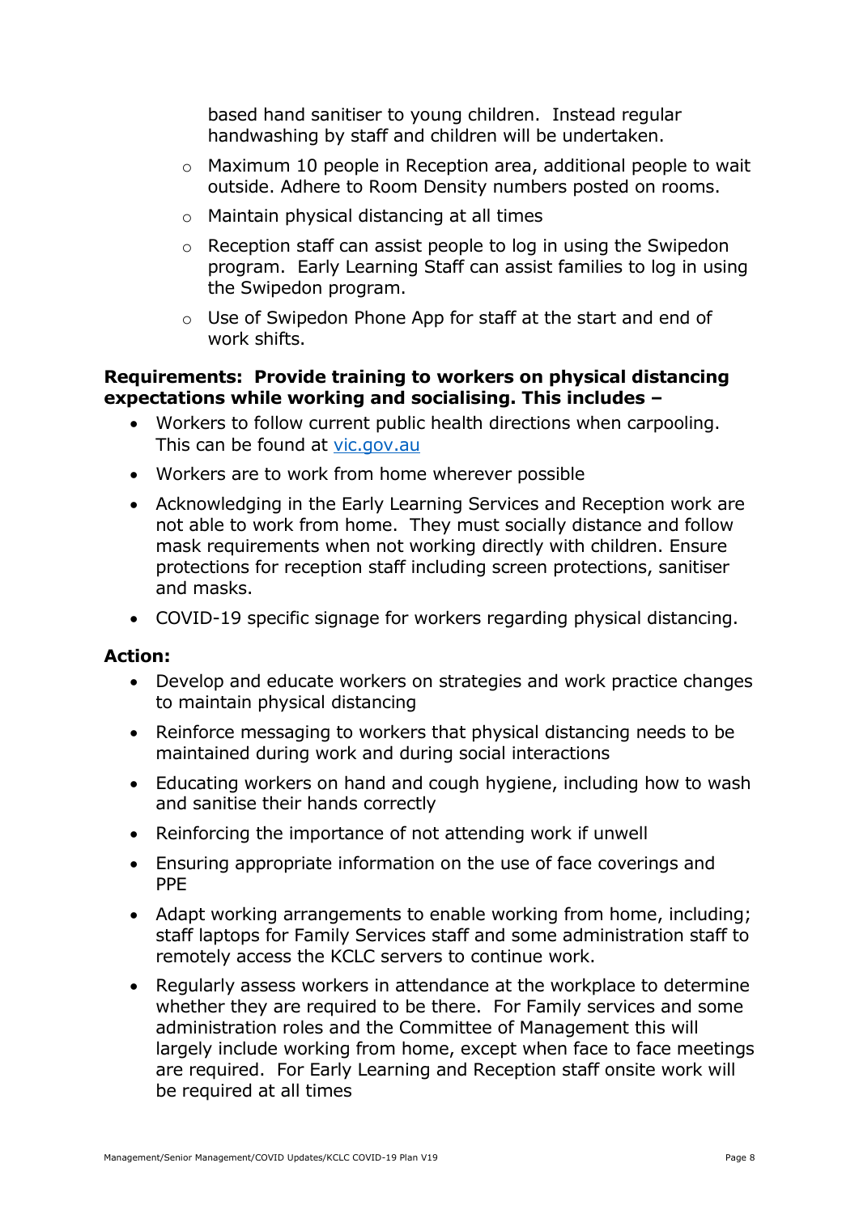based hand sanitiser to young children. Instead regular handwashing by staff and children will be undertaken.

- Maximum 10 people in Reception area, additional people to wait outside. Adhere to Room Density numbers posted on rooms.
- Maintain physical distancing at all times
- Reception staff can assist people to log in using the Swipedon program. Early Learning Staff can assist families to log in using the Swipedon program.
- Use of Swipedon Phone App for staff at the start and end of work shifts.

**Requirements: Provide training to workers on physical distancing expectations while working and socialising. This includes –**

- Workers to follow current public health directions when carpooling. This can be found at [vic.gov.au](vic.gov.au)
- Workers are to work from home wherever possible
- Acknowledging in the Early Learning Services and Reception work are not able to work from home. They must socially distance and follow mask requirements when not working directly with children. Ensure protections for reception staff including screen protections, sanitiser and masks.
- COVID-19 specific signage for workers regarding physical distancing.

**Action:**

- Develop and educate workers on strategies and work practice changes to maintain physical distancing
- Reinforce messaging to workers that physical distancing needs to be maintained during work and during social interactions
- Educating workers on hand and cough hygiene, including how to wash and sanitise their hands correctly
- Reinforcing the importance of not attending work if unwell
- Ensuring appropriate information on the use of face coverings and PPE
- Adapt working arrangements to enable working from home, including; staff laptops for Family Services staff and some administration staff to remotely access the KCLC servers to continue work.
- Regularly assess workers in attendance at the workplace to determine whether they are required to be there. For Family services and some administration roles and the Committee of Management this will largely include working from home, except when face to face meetings are required. For Early Learning and Reception staff onsite work will be required at all times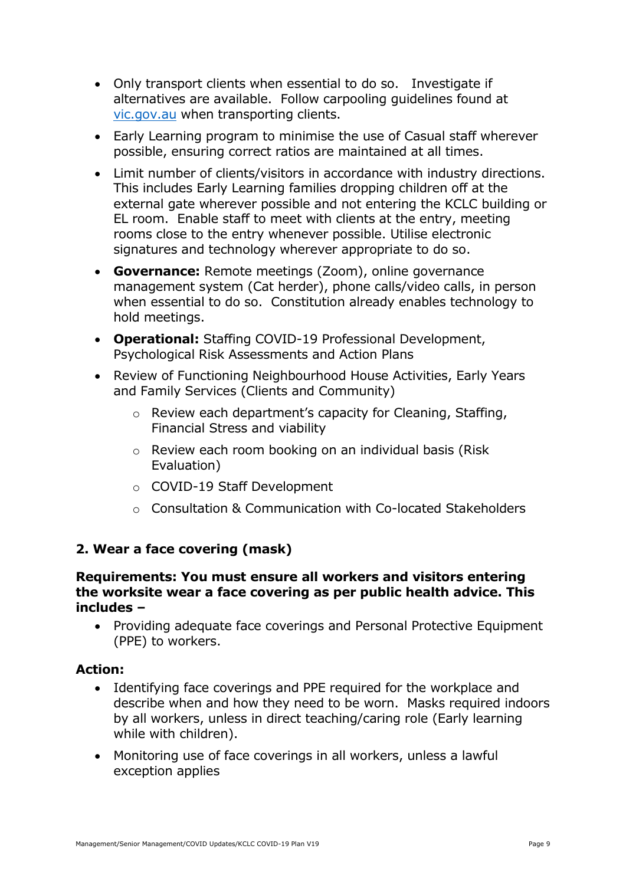- Only transport clients when essential to do so. Investigate if alternatives are available. Follow carpooling guidelines found at [vic.gov.au](vic.gov.au) when transporting clients.
- Early Learning program to minimise the use of Casual staff wherever possible, ensuring correct ratios are maintained at all times.
- Limit number of clients/visitors in accordance with industry directions. This includes Early Learning families dropping children off at the external gate wherever possible and not entering the KCLC building or EL room. Enable staff to meet with clients at the entry, meeting rooms close to the entry whenever possible. Utilise electronic signatures and technology wherever appropriate to do so.
- **Governance:** Remote meetings (Zoom), online governance management system (Cat herder), phone calls/video calls, in person when essential to do so. Constitution already enables technology to hold meetings.
- **Operational:** Staffing COVID-19 Professional Development, Psychological Risk Assessments and Action Plans
- Review of Functioning Neighbourhood House Activities, Early Years and Family Services (Clients and Community)
  - Review each department's capacity for Cleaning, Staffing, Financial Stress and viability
  - Review each room booking on an individual basis (Risk Evaluation)
  - COVID-19 Staff Development
  - Consultation & Communication with Co-located Stakeholders

## 2. Wear a face covering (mask)

**Requirements: You must ensure all workers and visitors entering the worksite wear a face covering as per public health advice. This includes –**

- Providing adequate face coverings and Personal Protective Equipment (PPE) to workers.

**Action:**

- Identifying face coverings and PPE required for the workplace and describe when and how they need to be worn. Masks required indoors by all workers, unless in direct teaching/caring role (Early learning while with children).
- Monitoring use of face coverings in all workers, unless a lawful exception applies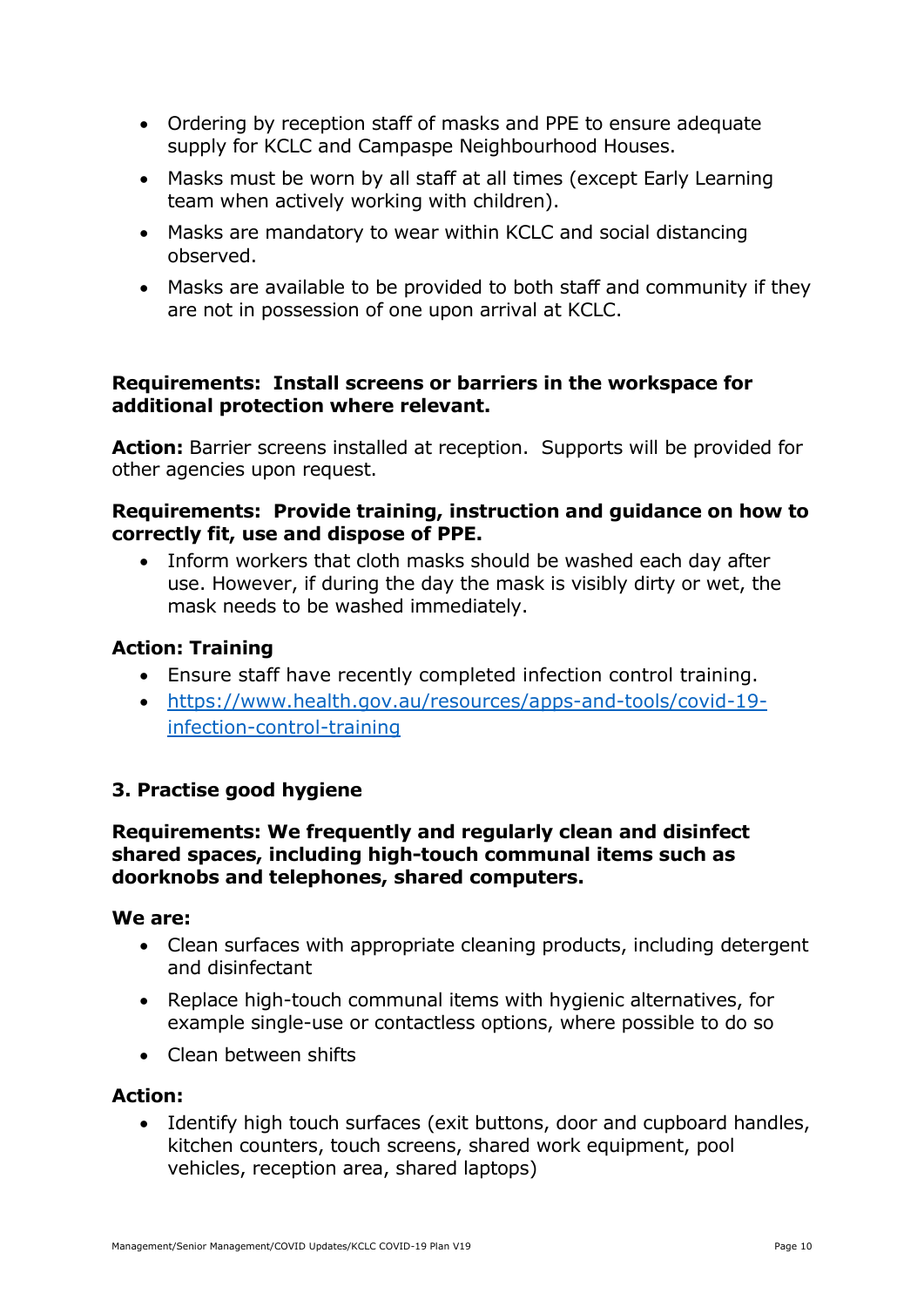- Ordering by reception staff of masks and PPE to ensure adequate supply for KCLC and Campaspe Neighbourhood Houses.
- Masks must be worn by all staff at all times (except Early Learning team when actively working with children).
- Masks are mandatory to wear within KCLC and social distancing observed.
- Masks are available to be provided to both staff and community if they are not in possession of one upon arrival at KCLC.

**Requirements: Install screens or barriers in the workspace for additional protection where relevant.**

**Action:** Barrier screens installed at reception. Supports will be provided for other agencies upon request.

**Requirements: Provide training, instruction and guidance on how to correctly fit, use and dispose of PPE.**

- Inform workers that cloth masks should be washed each day after use. However, if during the day the mask is visibly dirty or wet, the mask needs to be washed immediately.

**Action: Training**

- Ensure staff have recently completed infection control training.
- [https://www.health.gov.au/resources/apps-and-tools/covid-19-infection-control-training](https://www.health.gov.au/resources/apps-and-tools/covid-19-infection-control-training)

### 3. Practise good hygiene

**Requirements: We frequently and regularly clean and disinfect shared spaces, including high-touch communal items such as doorknobs and telephones, shared computers.**

**We are:**

- Clean surfaces with appropriate cleaning products, including detergent and disinfectant
- Replace high-touch communal items with hygienic alternatives, for example single-use or contactless options, where possible to do so
- Clean between shifts

**Action:**

- Identify high touch surfaces (exit buttons, door and cupboard handles, kitchen counters, touch screens, shared work equipment, pool vehicles, reception area, shared laptops)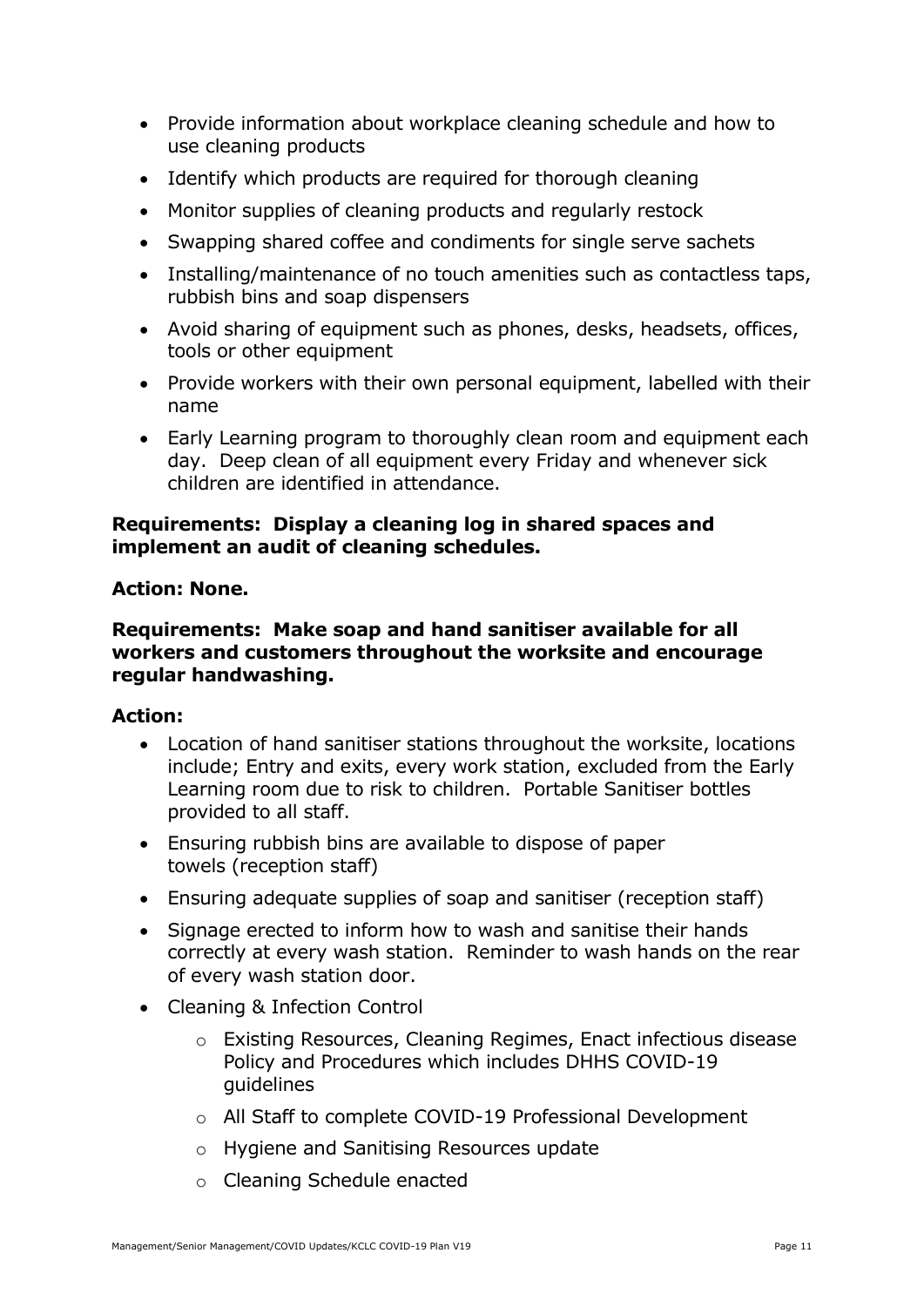- Provide information about workplace cleaning schedule and how to use cleaning products
- Identify which products are required for thorough cleaning
- Monitor supplies of cleaning products and regularly restock
- Swapping shared coffee and condiments for single serve sachets
- Installing/maintenance of no touch amenities such as contactless taps, rubbish bins and soap dispensers
- Avoid sharing of equipment such as phones, desks, headsets, offices, tools or other equipment
- Provide workers with their own personal equipment, labelled with their name
- Early Learning program to thoroughly clean room and equipment each day. Deep clean of all equipment every Friday and whenever sick children are identified in attendance.

**Requirements: Display a cleaning log in shared spaces and implement an audit of cleaning schedules.**

**Action: None.**

**Requirements: Make soap and hand sanitiser available for all workers and customers throughout the worksite and encourage regular handwashing.**

**Action:**

- Location of hand sanitiser stations throughout the worksite, locations include; Entry and exits, every work station, excluded from the Early Learning room due to risk to children. Portable Sanitiser bottles provided to all staff.
- Ensuring rubbish bins are available to dispose of paper towels (reception staff)
- Ensuring adequate supplies of soap and sanitiser (reception staff)
- Signage erected to inform how to wash and sanitise their hands correctly at every wash station. Reminder to wash hands on the rear of every wash station door.
- Cleaning & Infection Control
  - Existing Resources, Cleaning Regimes, Enact infectious disease Policy and Procedures which includes DHHS COVID-19 guidelines
  - All Staff to complete COVID-19 Professional Development
  - Hygiene and Sanitising Resources update
  - Cleaning Schedule enacted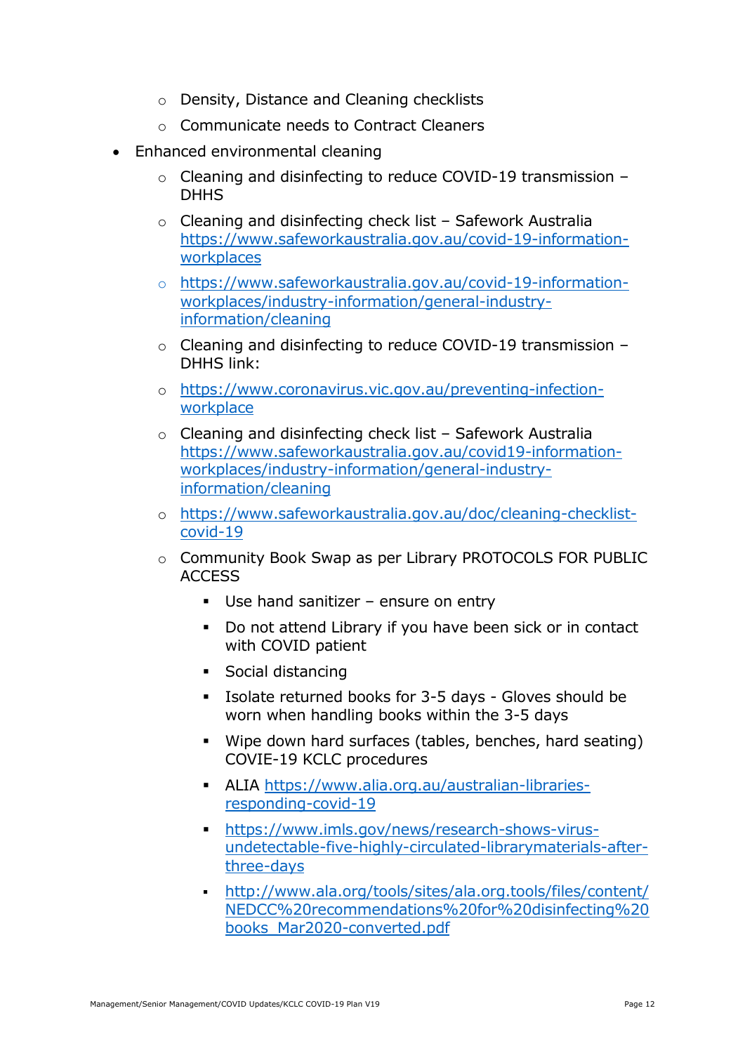- Density, Distance and Cleaning checklists
  - Communicate needs to Contract Cleaners
- Enhanced environmental cleaning
  - Cleaning and disinfecting to reduce COVID-19 transmission – DHHS
  - Cleaning and disinfecting check list – Safework Australia [https://www.safeworkaustralia.gov.au/covid-19-information-workplaces](https://www.safeworkaustralia.gov.au/covid-19-information-workplaces)
  - [https://www.safeworkaustralia.gov.au/covid-19-information-workplaces/industry-information/general-industry-information/cleaning](https://www.safeworkaustralia.gov.au/covid-19-information-workplaces/industry-information/general-industry-information/cleaning)
  - Cleaning and disinfecting to reduce COVID-19 transmission – DHHS link:
  - [https://www.coronavirus.vic.gov.au/preventing-infection-workplace](https://www.coronavirus.vic.gov.au/preventing-infection-workplace)
  - Cleaning and disinfecting check list – Safework Australia [https://www.safeworkaustralia.gov.au/covid19-information-workplaces/industry-information/general-industry-information/cleaning](https://www.safeworkaustralia.gov.au/covid19-information-workplaces/industry-information/general-industry-information/cleaning)
  - [https://www.safeworkaustralia.gov.au/doc/cleaning-checklist-covid-19](https://www.safeworkaustralia.gov.au/doc/cleaning-checklist-covid-19)
  - Community Book Swap as per Library PROTOCOLS FOR PUBLIC ACCESS
    - Use hand sanitizer – ensure on entry
    - Do not attend Library if you have been sick or in contact with COVID patient
    - Social distancing
    - Isolate returned books for 3-5 days - Gloves should be worn when handling books within the 3-5 days
    - Wipe down hard surfaces (tables, benches, hard seating) COVIE-19 KCLC procedures
    - ALIA [https://www.alia.org.au/australian-libraries-responding-covid-19](https://www.alia.org.au/australian-libraries-responding-covid-19)
    - [https://www.imls.gov/news/research-shows-virus-undetectable-five-highly-circulated-librarymaterials-after-three-days](https://www.imls.gov/news/research-shows-virus-undetectable-five-highly-circulated-librarymaterials-after-three-days)
    - [http://www.ala.org/tools/sites/ala.org.tools/files/content/NEDCC%20recommendations%20for%20disinfecting%20books_Mar2020-converted.pdf](http://www.ala.org/tools/sites/ala.org.tools/files/content/NEDCC%20recommendations%20for%20disinfecting%20books_Mar2020-converted.pdf)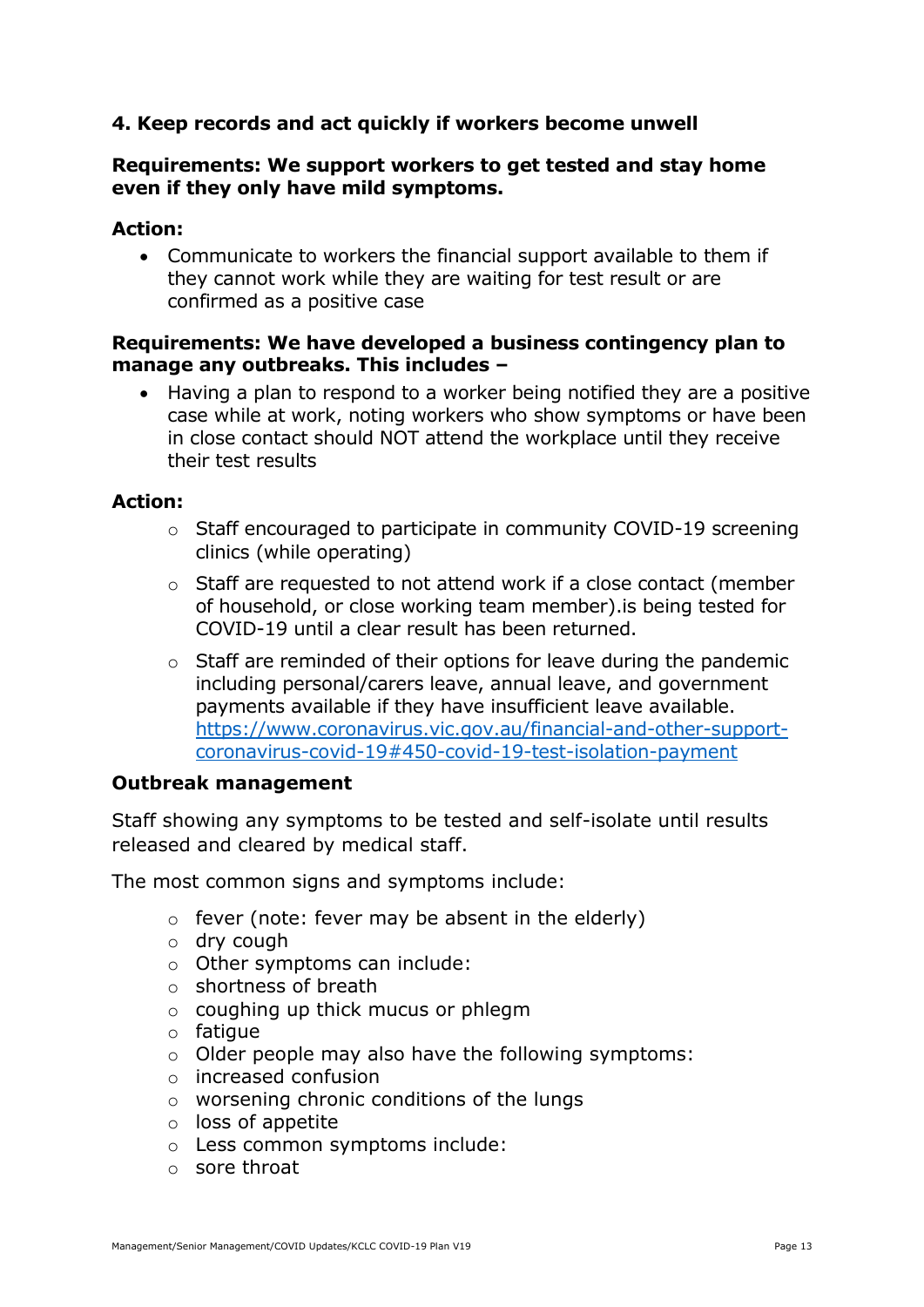## 4. Keep records and act quickly if workers become unwell

**Requirements: We support workers to get tested and stay home even if they only have mild symptoms.**

**Action:**

- Communicate to workers the financial support available to them if they cannot work while they are waiting for test result or are confirmed as a positive case

**Requirements: We have developed a business contingency plan to manage any outbreaks. This includes –**

- Having a plan to respond to a worker being notified they are a positive case while at work, noting workers who show symptoms or have been in close contact should NOT attend the workplace until they receive their test results

**Action:**

- Staff encouraged to participate in community COVID-19 screening clinics (while operating)
- Staff are requested to not attend work if a close contact (member of household, or close working team member).is being tested for COVID-19 until a clear result has been returned.
- Staff are reminded of their options for leave during the pandemic including personal/carers leave, annual leave, and government payments available if they have insufficient leave available. [https://www.coronavirus.vic.gov.au/financial-and-other-support-coronavirus-covid-19#450-covid-19-test-isolation-payment](https://www.coronavirus.vic.gov.au/financial-and-other-support-coronavirus-covid-19#450-covid-19-test-isolation-payment)

**Outbreak management**

Staff showing any symptoms to be tested and self-isolate until results released and cleared by medical staff.

The most common signs and symptoms include:

- fever (note: fever may be absent in the elderly)
- dry cough
- Other symptoms can include:
- shortness of breath
- coughing up thick mucus or phlegm
- fatigue
- Older people may also have the following symptoms:
- increased confusion
- worsening chronic conditions of the lungs
- loss of appetite
- Less common symptoms include:
- sore throat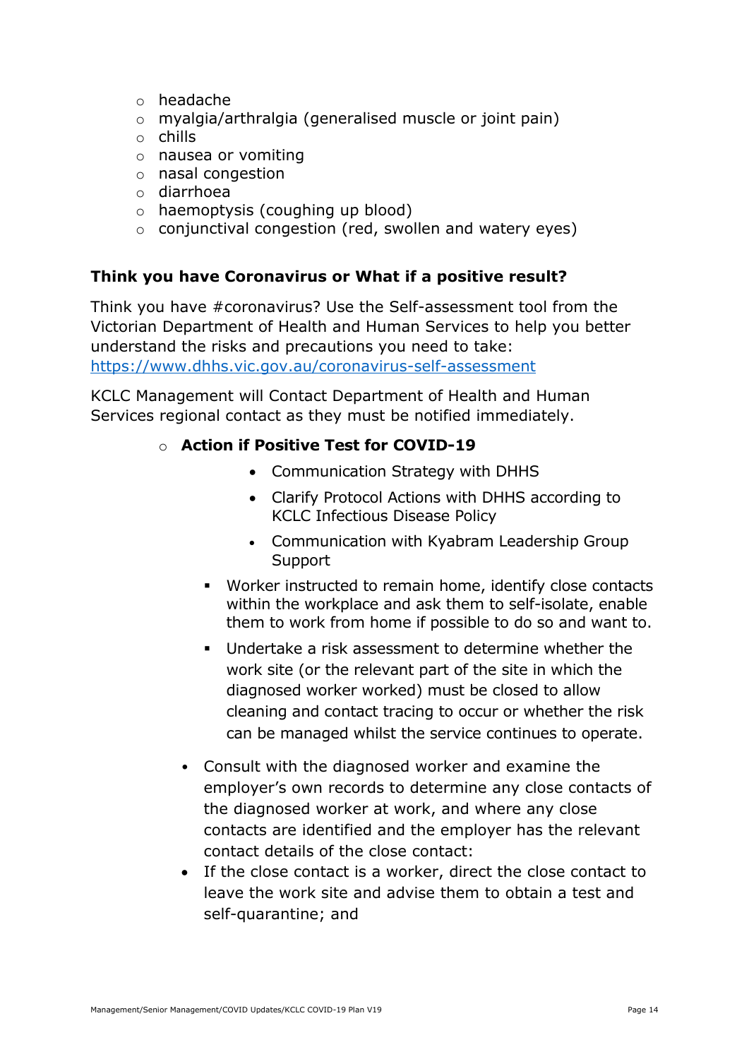- headache
- myalgia/arthralgia (generalised muscle or joint pain)
- chills
- nausea or vomiting
- nasal congestion
- diarrhoea
- haemoptysis (coughing up blood)
- conjunctival congestion (red, swollen and watery eyes)

### Think you have Coronavirus or What if a positive result?

Think you have #coronavirus? Use the Self-assessment tool from the Victorian Department of Health and Human Services to help you better understand the risks and precautions you need to take: https://www.dhhs.vic.gov.au/coronavirus-self-assessment

KCLC Management will Contact Department of Health and Human Services regional contact as they must be notified immediately.

- **Action if Positive Test for COVID-19**
    - Communication Strategy with DHHS
    - Clarify Protocol Actions with DHHS according to KCLC Infectious Disease Policy
    - Communication with Kyabram Leadership Group Support
  - Worker instructed to remain home, identify close contacts within the workplace and ask them to self-isolate, enable them to work from home if possible to do so and want to.
  - Undertake a risk assessment to determine whether the work site (or the relevant part of the site in which the diagnosed worker worked) must be closed to allow cleaning and contact tracing to occur or whether the risk can be managed whilst the service continues to operate.
- Consult with the diagnosed worker and examine the employer's own records to determine any close contacts of the diagnosed worker at work, and where any close contacts are identified and the employer has the relevant contact details of the close contact:
- If the close contact is a worker, direct the close contact to leave the work site and advise them to obtain a test and self-quarantine; and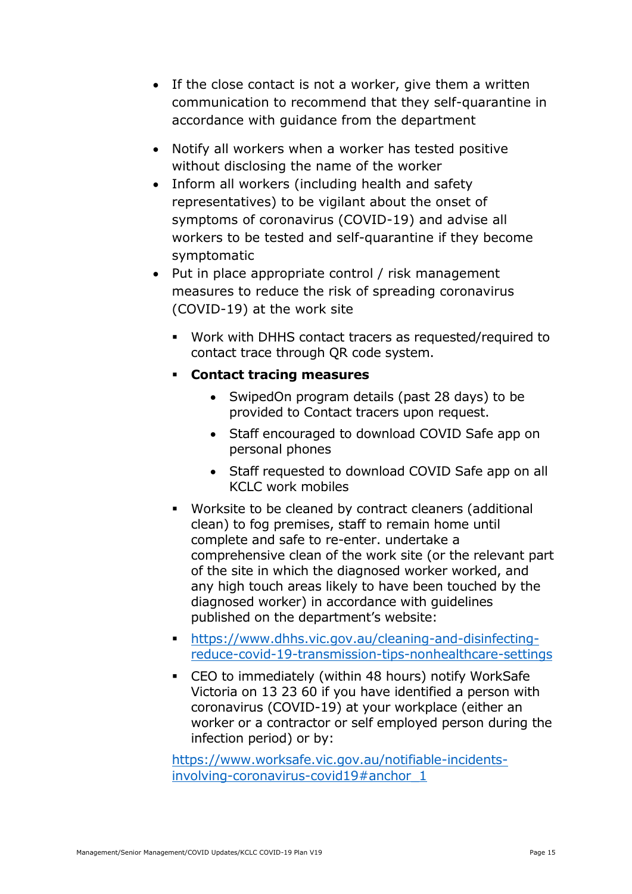- If the close contact is not a worker, give them a written communication to recommend that they self-quarantine in accordance with guidance from the department
- Notify all workers when a worker has tested positive without disclosing the name of the worker
- Inform all workers (including health and safety representatives) to be vigilant about the onset of symptoms of coronavirus (COVID-19) and advise all workers to be tested and self-quarantine if they become symptomatic
- Put in place appropriate control / risk management measures to reduce the risk of spreading coronavirus (COVID-19) at the work site
  - Work with DHHS contact tracers as requested/required to contact trace through QR code system.
  - **Contact tracing measures**
    - SwipedOn program details (past 28 days) to be provided to Contact tracers upon request.
    - Staff encouraged to download COVID Safe app on personal phones
    - Staff requested to download COVID Safe app on all KCLC work mobiles
  - Worksite to be cleaned by contract cleaners (additional clean) to fog premises, staff to remain home until complete and safe to re-enter. undertake a comprehensive clean of the work site (or the relevant part of the site in which the diagnosed worker worked, and any high touch areas likely to have been touched by the diagnosed worker) in accordance with guidelines published on the department's website:
  - [https://www.dhhs.vic.gov.au/cleaning-and-disinfecting-reduce-covid-19-transmission-tips-nonhealthcare-settings](https://www.dhhs.vic.gov.au/cleaning-and-disinfecting-reduce-covid-19-transmission-tips-nonhealthcare-settings)
  - CEO to immediately (within 48 hours) notify WorkSafe Victoria on 13 23 60 if you have identified a person with coronavirus (COVID-19) at your workplace (either an worker or a contractor or self employed person during the infection period) or by:

  [https://www.worksafe.vic.gov.au/notifiable-incidents-involving-coronavirus-covid19#anchor_1](https://www.worksafe.vic.gov.au/notifiable-incidents-involving-coronavirus-covid19#anchor_1)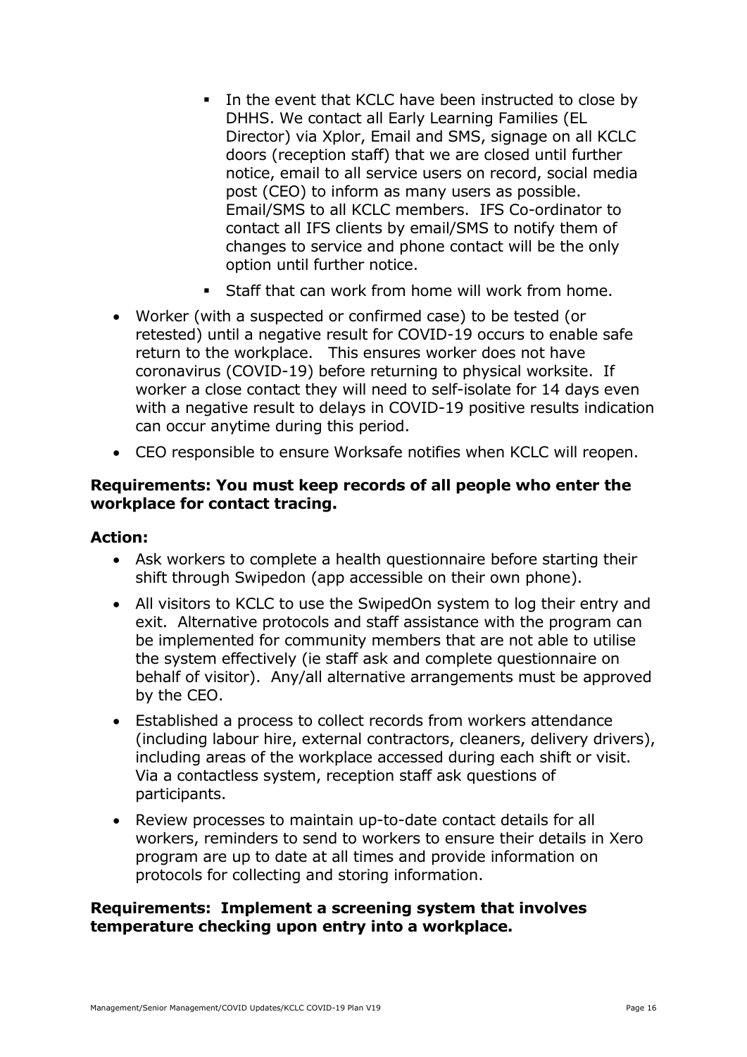- In the event that KCLC have been instructed to close by DHHS. We contact all Early Learning Families (EL Director) via Xplor, Email and SMS, signage on all KCLC doors (reception staff) that we are closed until further notice, email to all service users on record, social media post (CEO) to inform as many users as possible. Email/SMS to all KCLC members. IFS Co-ordinator to contact all IFS clients by email/SMS to notify them of changes to service and phone contact will be the only option until further notice.
    - Staff that can work from home will work from home.
- Worker (with a suspected or confirmed case) to be tested (or retested) until a negative result for COVID-19 occurs to enable safe return to the workplace. This ensures worker does not have coronavirus (COVID-19) before returning to physical worksite. If worker a close contact they will need to self-isolate for 14 days even with a negative result to delays in COVID-19 positive results indication can occur anytime during this period.
- CEO responsible to ensure Worksafe notifies when KCLC will reopen.

**Requirements: You must keep records of all people who enter the workplace for contact tracing.**

**Action:**

- Ask workers to complete a health questionnaire before starting their shift through Swipedon (app accessible on their own phone).
- All visitors to KCLC to use the SwipedOn system to log their entry and exit. Alternative protocols and staff assistance with the program can be implemented for community members that are not able to utilise the system effectively (ie staff ask and complete questionnaire on behalf of visitor). Any/all alternative arrangements must be approved by the CEO.
- Established a process to collect records from workers attendance (including labour hire, external contractors, cleaners, delivery drivers), including areas of the workplace accessed during each shift or visit. Via a contactless system, reception staff ask questions of participants.
- Review processes to maintain up-to-date contact details for all workers, reminders to send to workers to ensure their details in Xero program are up to date at all times and provide information on protocols for collecting and storing information.

**Requirements: Implement a screening system that involves temperature checking upon entry into a workplace.**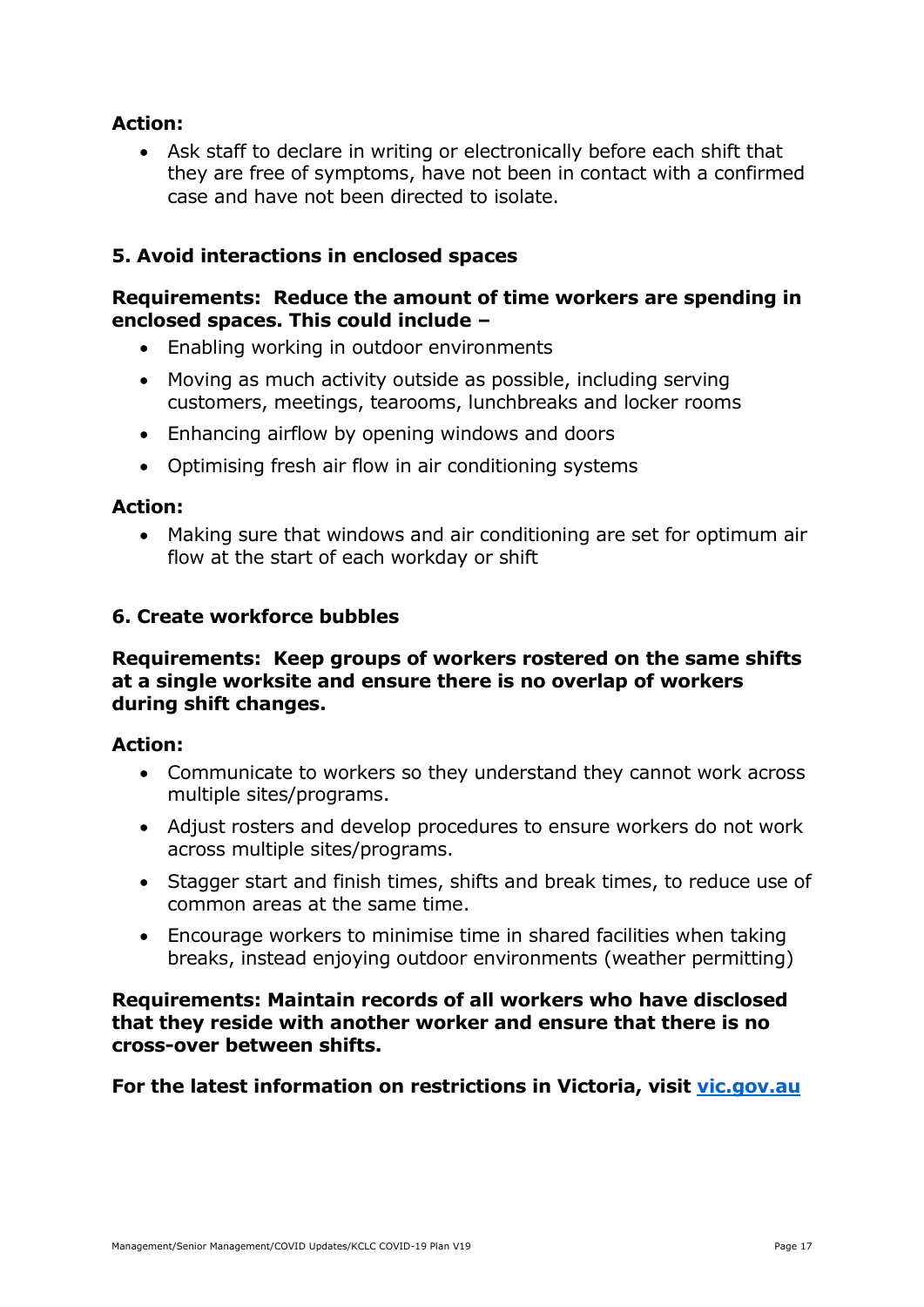**Action:**

- Ask staff to declare in writing or electronically before each shift that they are free of symptoms, have not been in contact with a confirmed case and have not been directed to isolate.

### 5. Avoid interactions in enclosed spaces

**Requirements: Reduce the amount of time workers are spending in enclosed spaces. This could include –**

- Enabling working in outdoor environments
- Moving as much activity outside as possible, including serving customers, meetings, tearooms, lunchbreaks and locker rooms
- Enhancing airflow by opening windows and doors
- Optimising fresh air flow in air conditioning systems

**Action:**

- Making sure that windows and air conditioning are set for optimum air flow at the start of each workday or shift

### 6. Create workforce bubbles

**Requirements: Keep groups of workers rostered on the same shifts at a single worksite and ensure there is no overlap of workers during shift changes.**

**Action:**

- Communicate to workers so they understand they cannot work across multiple sites/programs.
- Adjust rosters and develop procedures to ensure workers do not work across multiple sites/programs.
- Stagger start and finish times, shifts and break times, to reduce use of common areas at the same time.
- Encourage workers to minimise time in shared facilities when taking breaks, instead enjoying outdoor environments (weather permitting)

**Requirements: Maintain records of all workers who have disclosed that they reside with another worker and ensure that there is no cross-over between shifts.**

**For the latest information on restrictions in Victoria, visit [vic.gov.au](vic.gov.au)**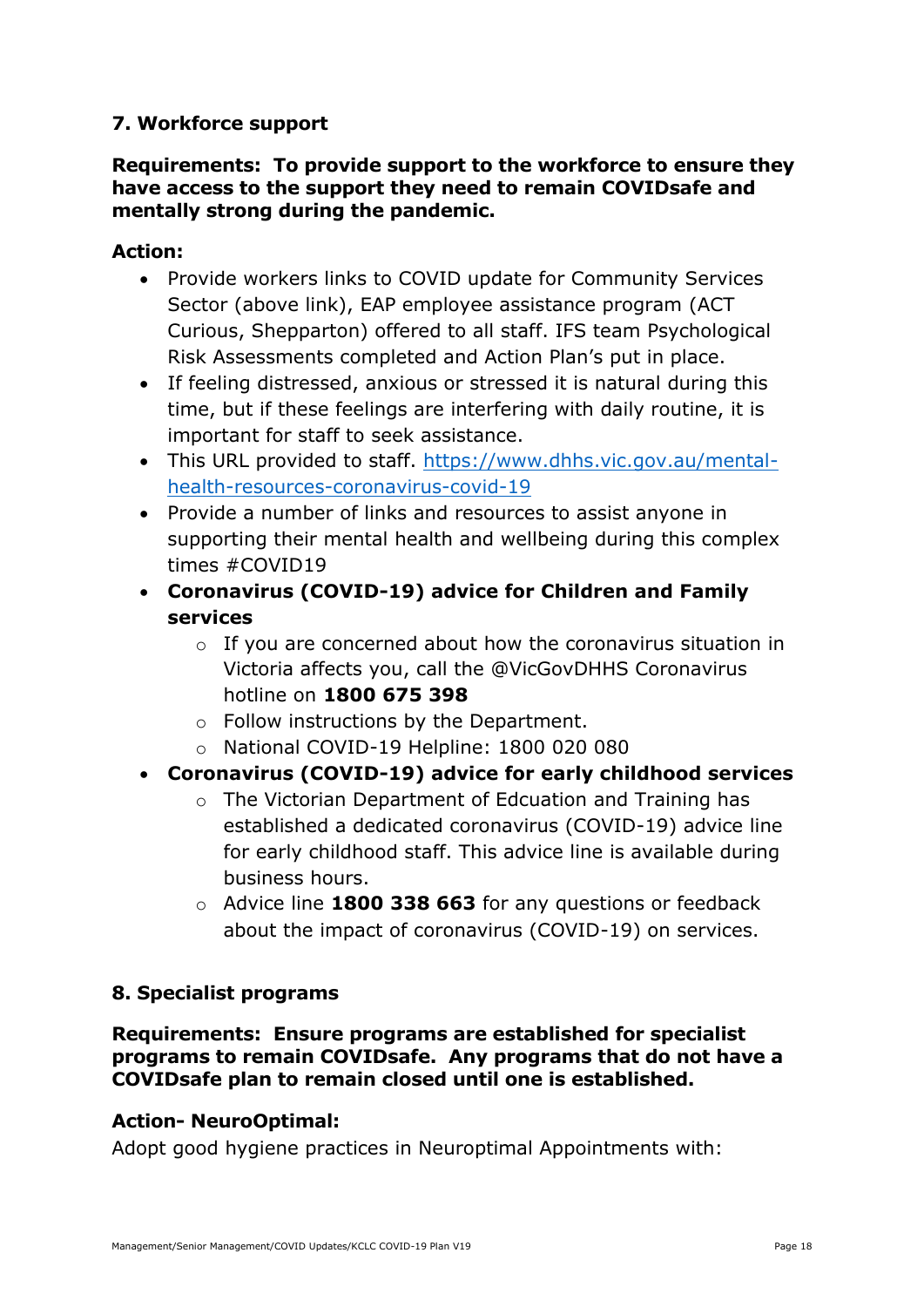### 7. Workforce support

**Requirements: To provide support to the workforce to ensure they have access to the support they need to remain COVIDsafe and mentally strong during the pandemic.**

**Action:**

- Provide workers links to COVID update for Community Services Sector (above link), EAP employee assistance program (ACT Curious, Shepparton) offered to all staff. IFS team Psychological Risk Assessments completed and Action Plan's put in place.
- If feeling distressed, anxious or stressed it is natural during this time, but if these feelings are interfering with daily routine, it is important for staff to seek assistance.
- This URL provided to staff. https://www.dhhs.vic.gov.au/mental-health-resources-coronavirus-covid-19
- Provide a number of links and resources to assist anyone in supporting their mental health and wellbeing during this complex times #COVID19
- **Coronavirus (COVID-19) advice for Children and Family services**
  - If you are concerned about how the coronavirus situation in Victoria affects you, call the @VicGovDHHS Coronavirus hotline on **1800 675 398**
  - Follow instructions by the Department.
  - National COVID-19 Helpline: 1800 020 080
- **Coronavirus (COVID-19) advice for early childhood services**
  - The Victorian Department of Edcuation and Training has established a dedicated coronavirus (COVID-19) advice line for early childhood staff. This advice line is available during business hours.
  - Advice line **1800 338 663** for any questions or feedback about the impact of coronavirus (COVID-19) on services.

### 8. Specialist programs

**Requirements: Ensure programs are established for specialist programs to remain COVIDsafe. Any programs that do not have a COVIDsafe plan to remain closed until one is established.**

**Action- NeuroOptimal:**

Adopt good hygiene practices in Neuroptimal Appointments with: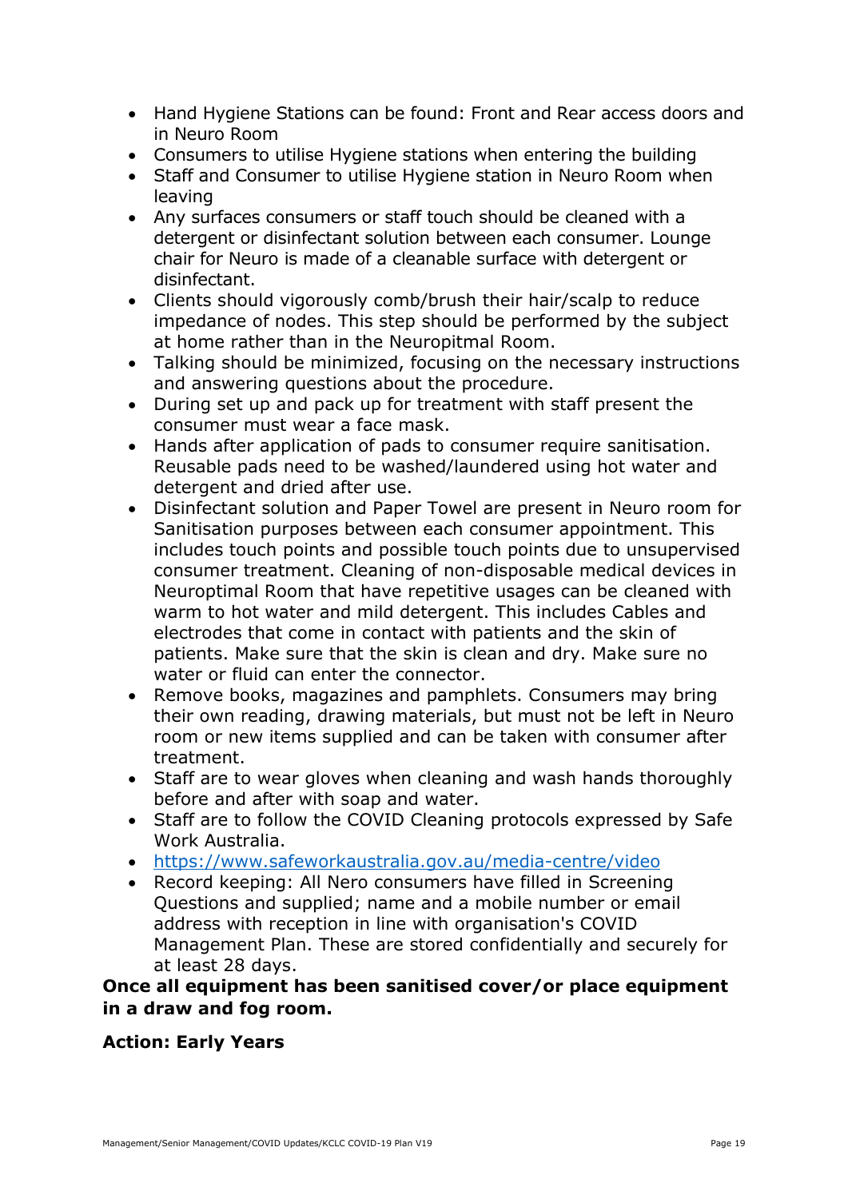- Hand Hygiene Stations can be found: Front and Rear access doors and in Neuro Room
- Consumers to utilise Hygiene stations when entering the building
- Staff and Consumer to utilise Hygiene station in Neuro Room when leaving
- Any surfaces consumers or staff touch should be cleaned with a detergent or disinfectant solution between each consumer. Lounge chair for Neuro is made of a cleanable surface with detergent or disinfectant.
- Clients should vigorously comb/brush their hair/scalp to reduce impedance of nodes. This step should be performed by the subject at home rather than in the Neuropitmal Room.
- Talking should be minimized, focusing on the necessary instructions and answering questions about the procedure.
- During set up and pack up for treatment with staff present the consumer must wear a face mask.
- Hands after application of pads to consumer require sanitisation. Reusable pads need to be washed/laundered using hot water and detergent and dried after use.
- Disinfectant solution and Paper Towel are present in Neuro room for Sanitisation purposes between each consumer appointment. This includes touch points and possible touch points due to unsupervised consumer treatment. Cleaning of non-disposable medical devices in Neuroptimal Room that have repetitive usages can be cleaned with warm to hot water and mild detergent. This includes Cables and electrodes that come in contact with patients and the skin of patients. Make sure that the skin is clean and dry. Make sure no water or fluid can enter the connector.
- Remove books, magazines and pamphlets. Consumers may bring their own reading, drawing materials, but must not be left in Neuro room or new items supplied and can be taken with consumer after treatment.
- Staff are to wear gloves when cleaning and wash hands thoroughly before and after with soap and water.
- Staff are to follow the COVID Cleaning protocols expressed by Safe Work Australia.
- [https://www.safeworkaustralia.gov.au/media-centre/video](https://www.safeworkaustralia.gov.au/media-centre/video)
- Record keeping: All Nero consumers have filled in Screening Questions and supplied; name and a mobile number or email address with reception in line with organisation's COVID Management Plan. These are stored confidentially and securely for at least 28 days.

**Once all equipment has been sanitised cover/or place equipment in a draw and fog room.**

**Action: Early Years**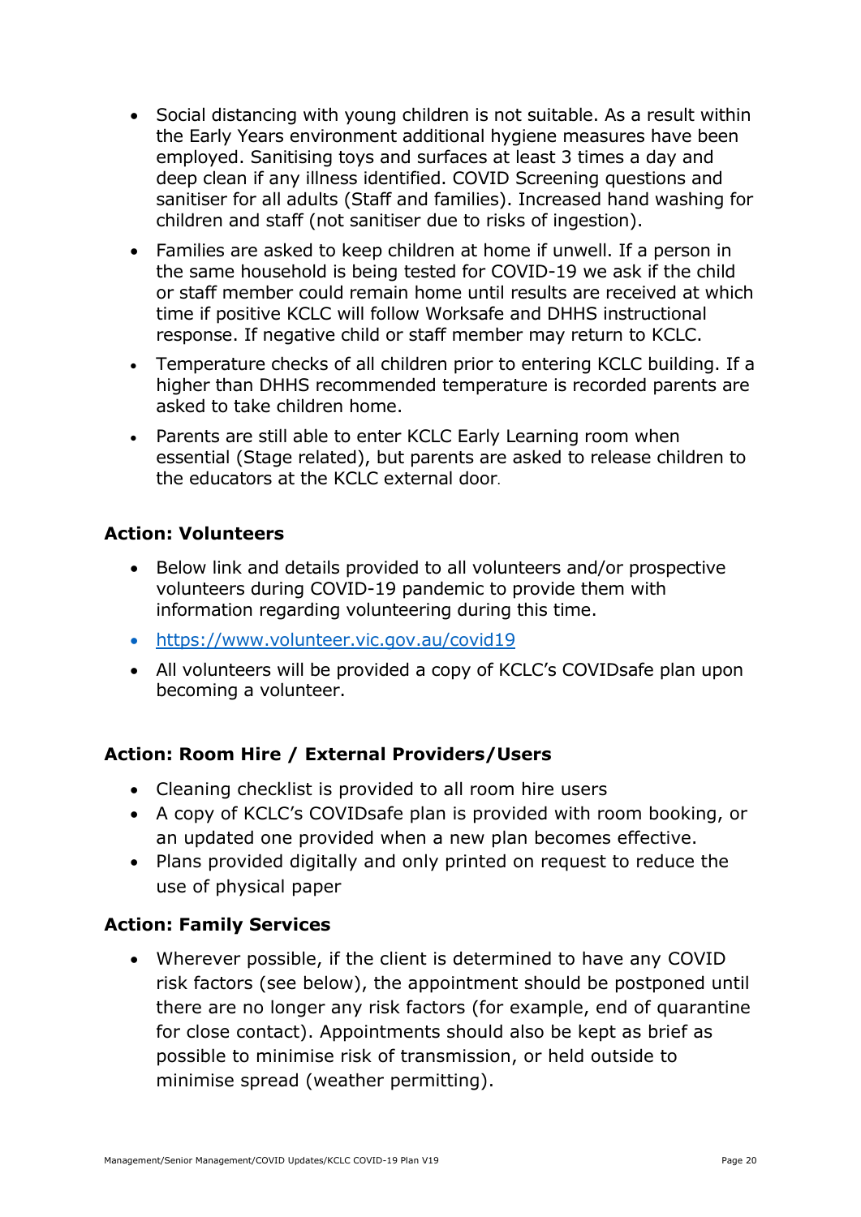- Social distancing with young children is not suitable. As a result within the Early Years environment additional hygiene measures have been employed. Sanitising toys and surfaces at least 3 times a day and deep clean if any illness identified. COVID Screening questions and sanitiser for all adults (Staff and families). Increased hand washing for children and staff (not sanitiser due to risks of ingestion).
- Families are asked to keep children at home if unwell. If a person in the same household is being tested for COVID-19 we ask if the child or staff member could remain home until results are received at which time if positive KCLC will follow Worksafe and DHHS instructional response. If negative child or staff member may return to KCLC.
- Temperature checks of all children prior to entering KCLC building. If a higher than DHHS recommended temperature is recorded parents are asked to take children home.
- Parents are still able to enter KCLC Early Learning room when essential (Stage related), but parents are asked to release children to the educators at the KCLC external door.

### Action: Volunteers

- Below link and details provided to all volunteers and/or prospective volunteers during COVID-19 pandemic to provide them with information regarding volunteering during this time.
- https://www.volunteer.vic.gov.au/covid19
- All volunteers will be provided a copy of KCLC's COVIDsafe plan upon becoming a volunteer.

### Action: Room Hire / External Providers/Users

- Cleaning checklist is provided to all room hire users
- A copy of KCLC's COVIDsafe plan is provided with room booking, or an updated one provided when a new plan becomes effective.
- Plans provided digitally and only printed on request to reduce the use of physical paper

### Action: Family Services

- Wherever possible, if the client is determined to have any COVID risk factors (see below), the appointment should be postponed until there are no longer any risk factors (for example, end of quarantine for close contact). Appointments should also be kept as brief as possible to minimise risk of transmission, or held outside to minimise spread (weather permitting).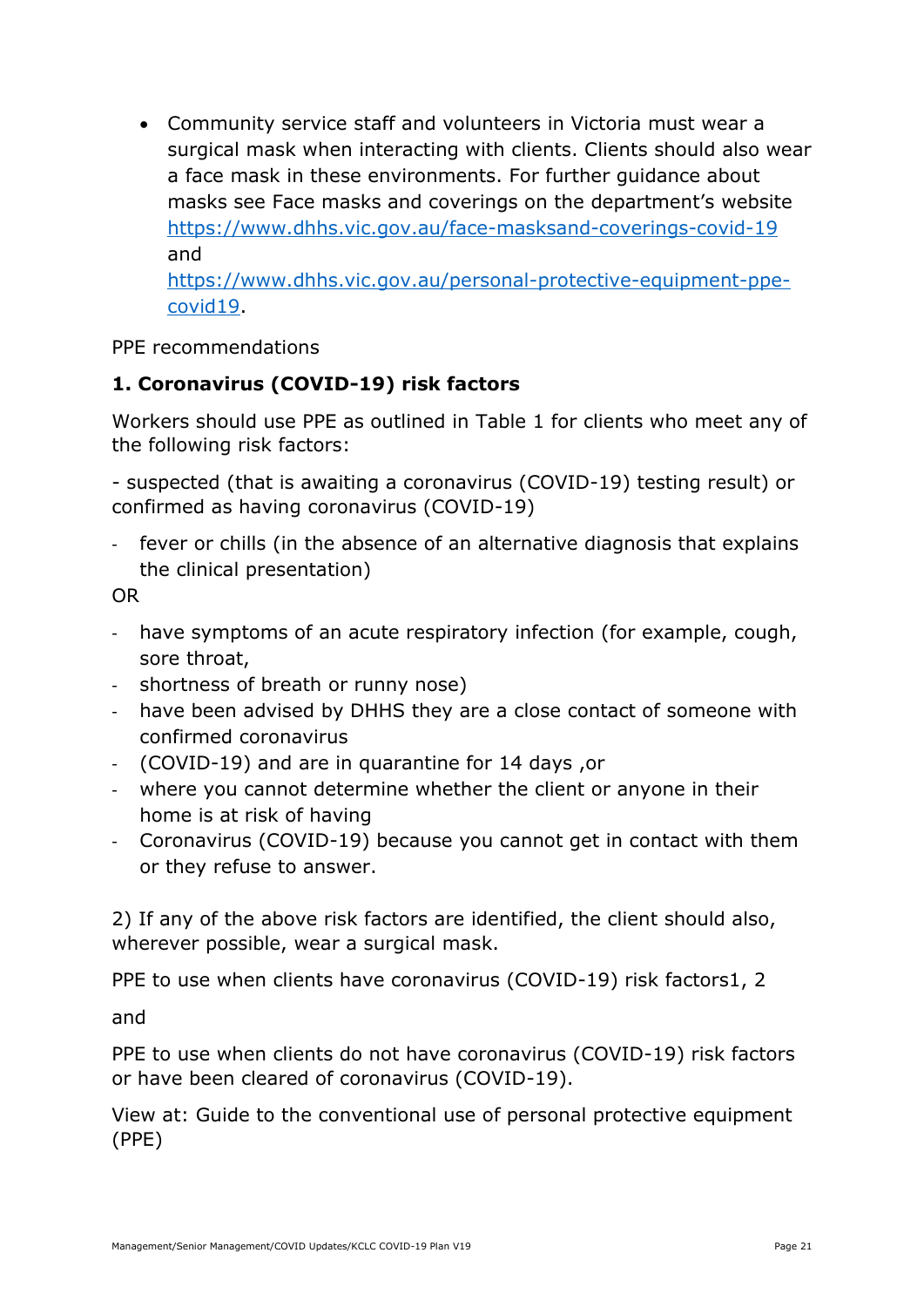- Community service staff and volunteers in Victoria must wear a surgical mask when interacting with clients. Clients should also wear a face mask in these environments. For further guidance about masks see Face masks and coverings on the department's website [https://www.dhhs.vic.gov.au/face-masksand-coverings-covid-19](https://www.dhhs.vic.gov.au/face-masksand-coverings-covid-19) and [https://www.dhhs.vic.gov.au/personal-protective-equipment-ppe-covid19](https://www.dhhs.vic.gov.au/personal-protective-equipment-ppe-covid19).

PPE recommendations

**1. Coronavirus (COVID-19) risk factors**

Workers should use PPE as outlined in Table 1 for clients who meet any of the following risk factors:

- suspected (that is awaiting a coronavirus (COVID-19) testing result) or confirmed as having coronavirus (COVID-19)

- fever or chills (in the absence of an alternative diagnosis that explains the clinical presentation)

OR

- have symptoms of an acute respiratory infection (for example, cough, sore throat,
- shortness of breath or runny nose)
- have been advised by DHHS they are a close contact of someone with confirmed coronavirus
- (COVID-19) and are in quarantine for 14 days ,or
- where you cannot determine whether the client or anyone in their home is at risk of having
- Coronavirus (COVID-19) because you cannot get in contact with them or they refuse to answer.

2) If any of the above risk factors are identified, the client should also, wherever possible, wear a surgical mask.

PPE to use when clients have coronavirus (COVID-19) risk factors1, 2

and

PPE to use when clients do not have coronavirus (COVID-19) risk factors or have been cleared of coronavirus (COVID-19).

View at: Guide to the conventional use of personal protective equipment (PPE)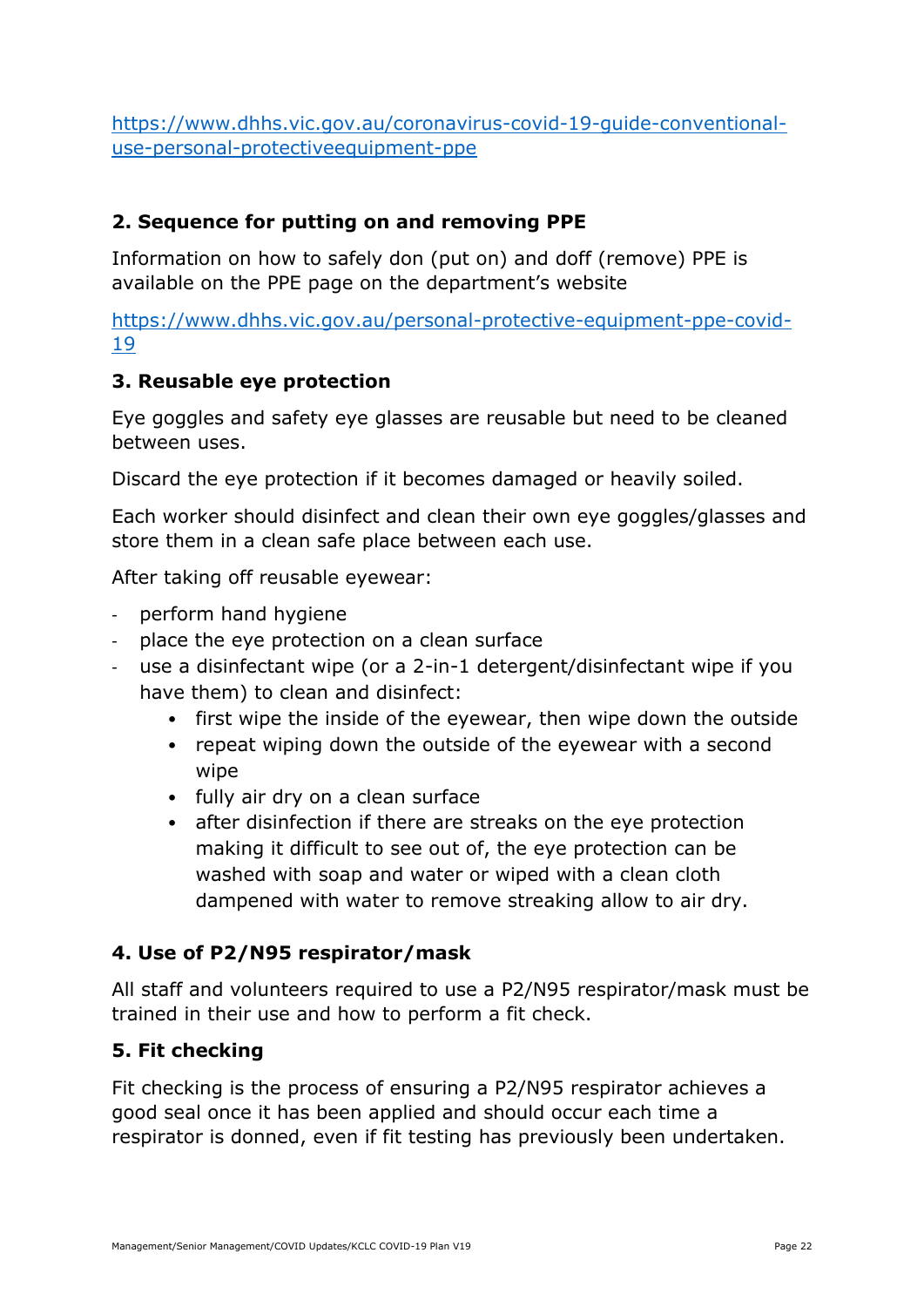[https://www.dhhs.vic.gov.au/coronavirus-covid-19-guide-conventional-use-personal-protectiveequipment-ppe](https://www.dhhs.vic.gov.au/coronavirus-covid-19-guide-conventional-use-personal-protectiveequipment-ppe)

## 2. Sequence for putting on and removing PPE

Information on how to safely don (put on) and doff (remove) PPE is available on the PPE page on the department's website

[https://www.dhhs.vic.gov.au/personal-protective-equipment-ppe-covid-19](https://www.dhhs.vic.gov.au/personal-protective-equipment-ppe-covid-19)

## 3. Reusable eye protection

Eye goggles and safety eye glasses are reusable but need to be cleaned between uses.

Discard the eye protection if it becomes damaged or heavily soiled.

Each worker should disinfect and clean their own eye goggles/glasses and store them in a clean safe place between each use.

After taking off reusable eyewear:

- perform hand hygiene
- place the eye protection on a clean surface
- use a disinfectant wipe (or a 2-in-1 detergent/disinfectant wipe if you have them) to clean and disinfect:
    - first wipe the inside of the eyewear, then wipe down the outside
    - repeat wiping down the outside of the eyewear with a second wipe
    - fully air dry on a clean surface
    - after disinfection if there are streaks on the eye protection making it difficult to see out of, the eye protection can be washed with soap and water or wiped with a clean cloth dampened with water to remove streaking allow to air dry.

## 4. Use of P2/N95 respirator/mask

All staff and volunteers required to use a P2/N95 respirator/mask must be trained in their use and how to perform a fit check.

## 5. Fit checking

Fit checking is the process of ensuring a P2/N95 respirator achieves a good seal once it has been applied and should occur each time a respirator is donned, even if fit testing has previously been undertaken.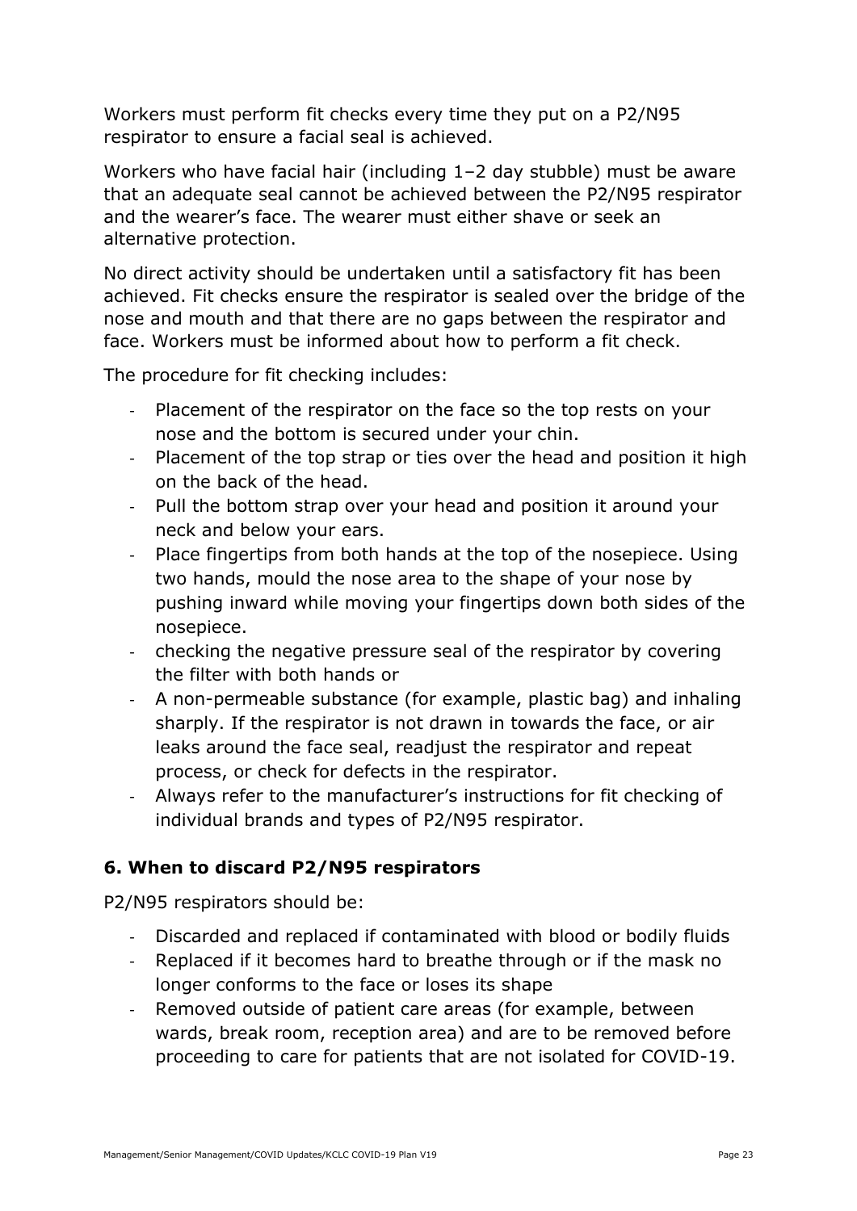Workers must perform fit checks every time they put on a P2/N95 respirator to ensure a facial seal is achieved.

Workers who have facial hair (including 1–2 day stubble) must be aware that an adequate seal cannot be achieved between the P2/N95 respirator and the wearer's face. The wearer must either shave or seek an alternative protection.

No direct activity should be undertaken until a satisfactory fit has been achieved. Fit checks ensure the respirator is sealed over the bridge of the nose and mouth and that there are no gaps between the respirator and face. Workers must be informed about how to perform a fit check.

The procedure for fit checking includes:

- Placement of the respirator on the face so the top rests on your nose and the bottom is secured under your chin.
- Placement of the top strap or ties over the head and position it high on the back of the head.
- Pull the bottom strap over your head and position it around your neck and below your ears.
- Place fingertips from both hands at the top of the nosepiece. Using two hands, mould the nose area to the shape of your nose by pushing inward while moving your fingertips down both sides of the nosepiece.
- checking the negative pressure seal of the respirator by covering the filter with both hands or
- A non-permeable substance (for example, plastic bag) and inhaling sharply. If the respirator is not drawn in towards the face, or air leaks around the face seal, readjust the respirator and repeat process, or check for defects in the respirator.
- Always refer to the manufacturer's instructions for fit checking of individual brands and types of P2/N95 respirator.

## 6. When to discard P2/N95 respirators

P2/N95 respirators should be:

- Discarded and replaced if contaminated with blood or bodily fluids
- Replaced if it becomes hard to breathe through or if the mask no longer conforms to the face or loses its shape
- Removed outside of patient care areas (for example, between wards, break room, reception area) and are to be removed before proceeding to care for patients that are not isolated for COVID-19.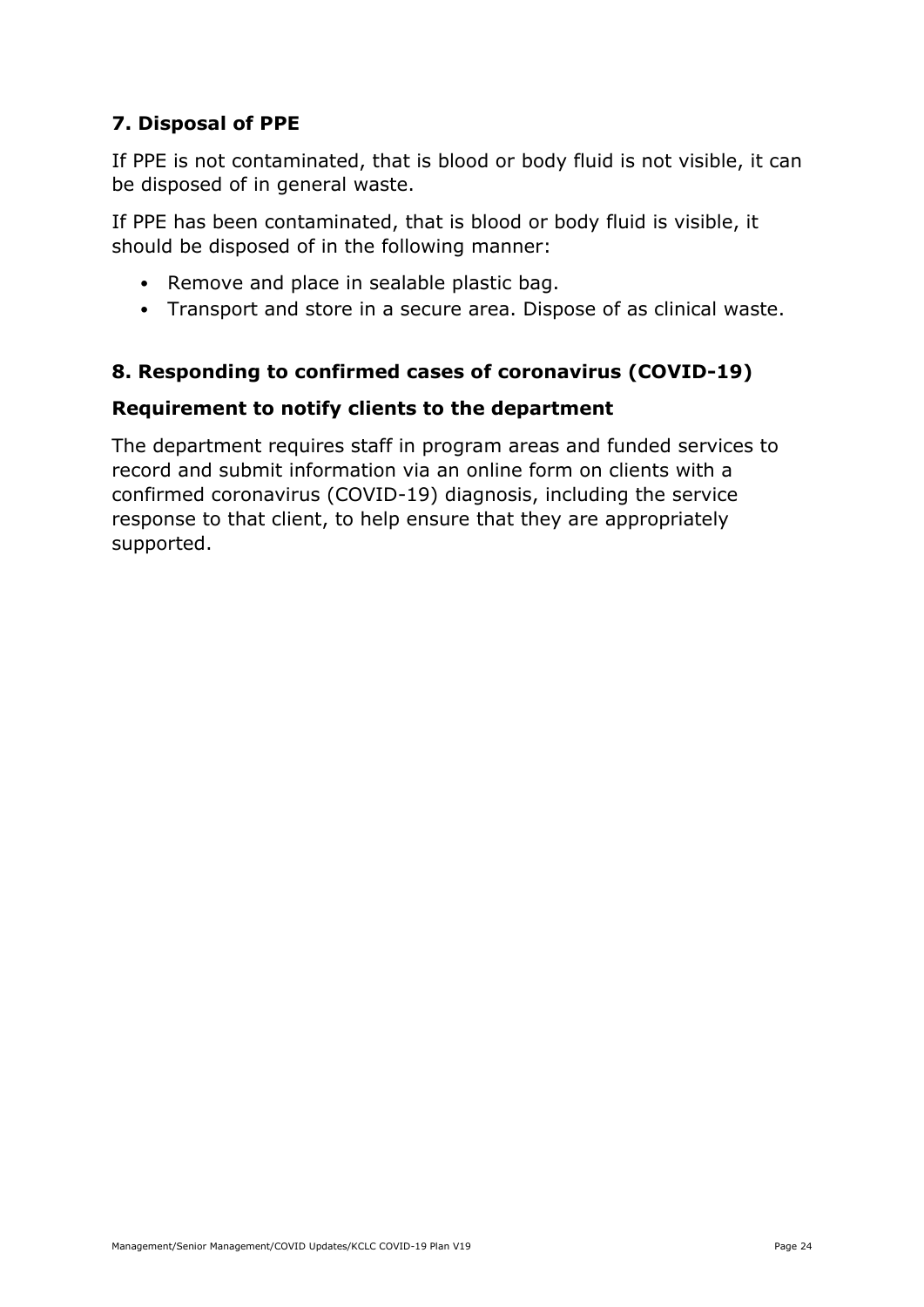## 7. Disposal of PPE

If PPE is not contaminated, that is blood or body fluid is not visible, it can be disposed of in general waste.

If PPE has been contaminated, that is blood or body fluid is visible, it should be disposed of in the following manner:

- Remove and place in sealable plastic bag.
- Transport and store in a secure area. Dispose of as clinical waste.

## 8. Responding to confirmed cases of coronavirus (COVID-19)

### Requirement to notify clients to the department

The department requires staff in program areas and funded services to record and submit information via an online form on clients with a confirmed coronavirus (COVID-19) diagnosis, including the service response to that client, to help ensure that they are appropriately supported.